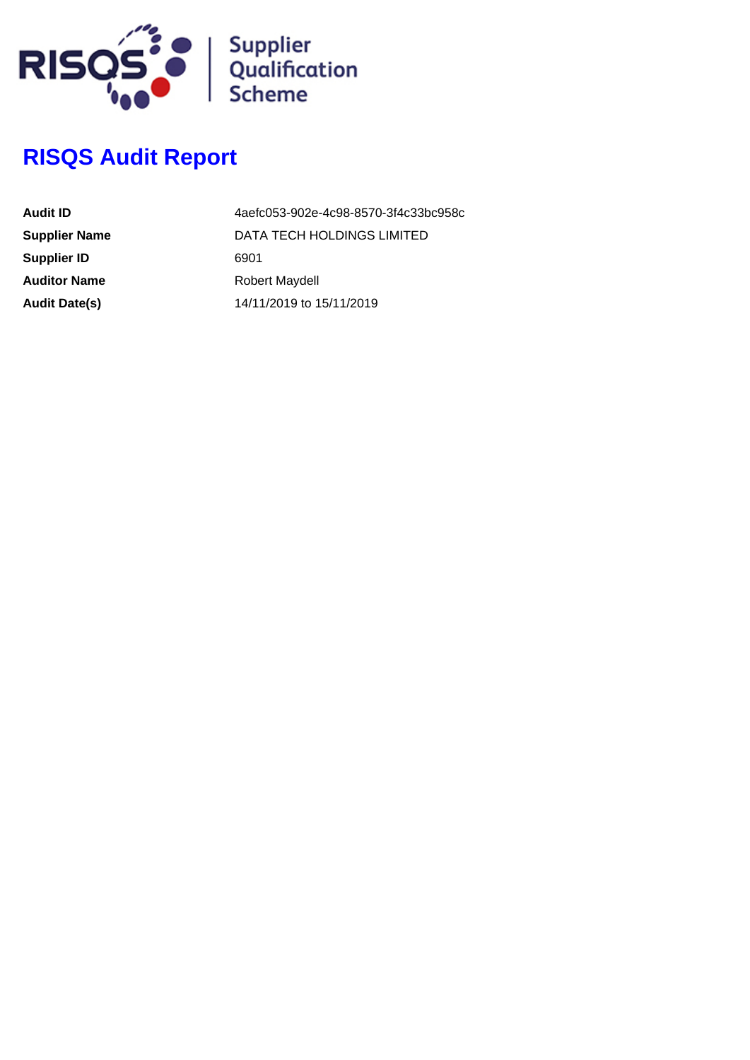RISQS Supplier Qualification Scheme

# RISQS Audit Report

| | |
|---|---|
| **Audit ID** | 4aefc053-902e-4c98-8570-3f4c33bc958c |
| **Supplier Name** | DATA TECH HOLDINGS LIMITED |
| **Supplier ID** | 6901 |
| **Auditor Name** | Robert Maydell |
| **Audit Date(s)** | 14/11/2019 to 15/11/2019 |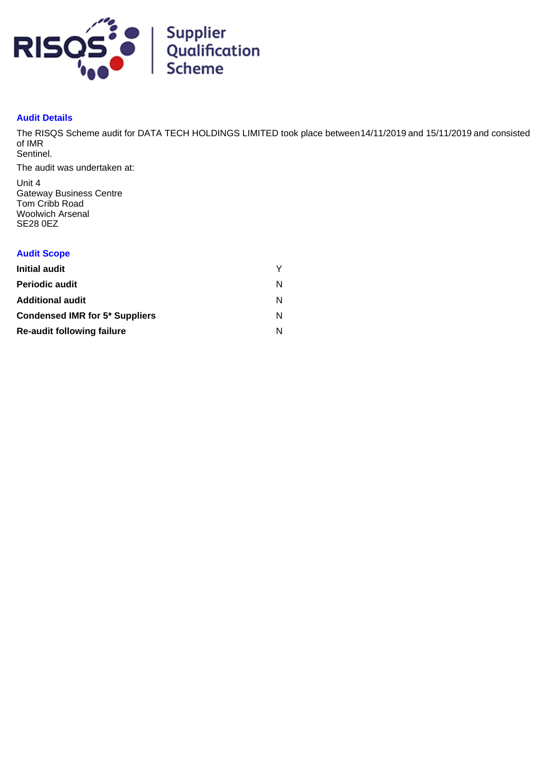RISQS | Supplier Qualification Scheme

## Audit Details

The RISQS Scheme audit for DATA TECH HOLDINGS LIMITED took place between14/11/2019 and 15/11/2019 and consisted of IMR
Sentinel.

The audit was undertaken at:

Unit 4
Gateway Business Centre
Tom Cribb Road
Woolwich Arsenal
SE28 0EZ

## Audit Scope

| | |
|---|---|
| **Initial audit** | Y |
| **Periodic audit** | N |
| **Additional audit** | N |
| **Condensed IMR for 5* Suppliers** | N |
| **Re-audit following failure** | N |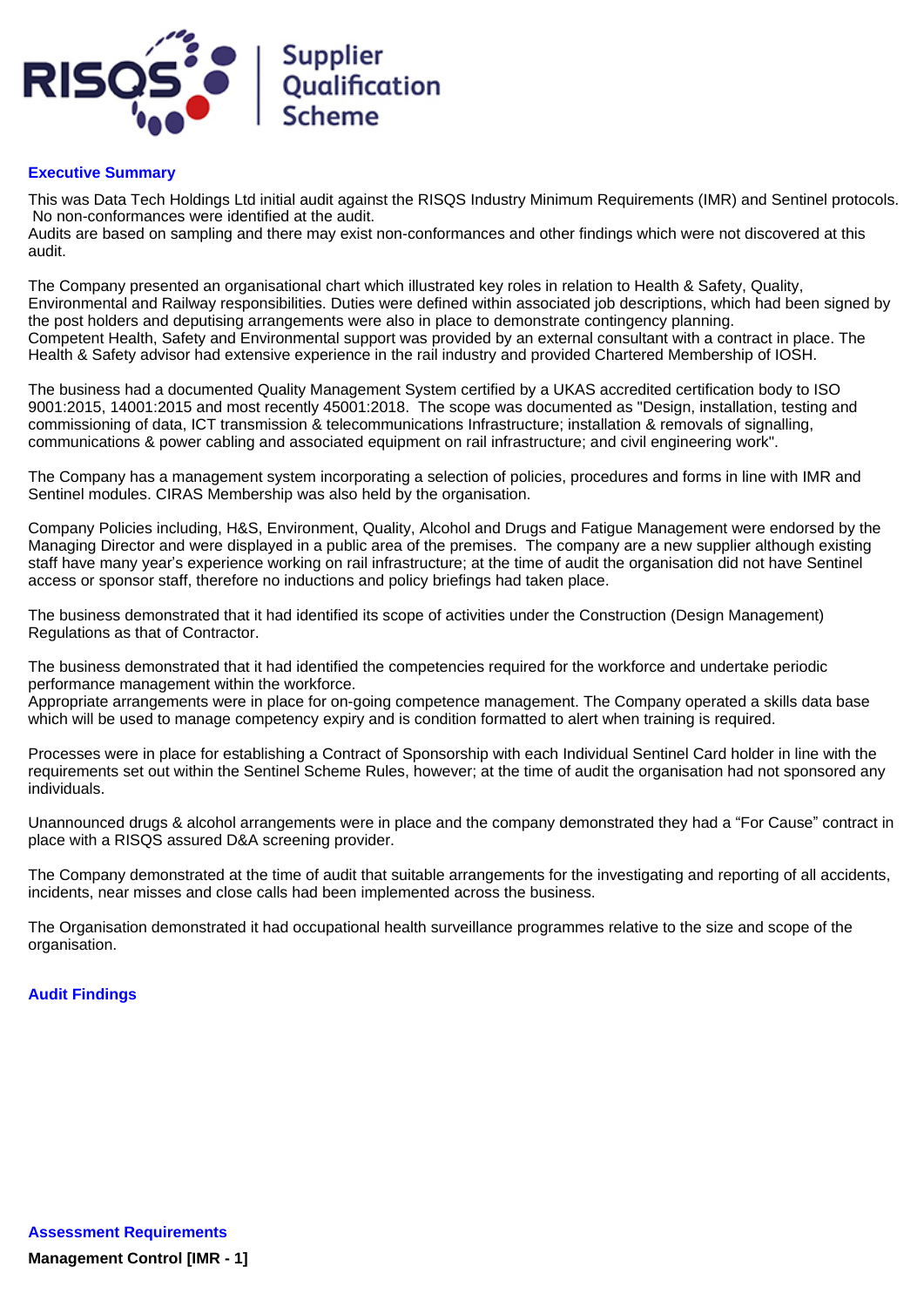## Executive Summary

This was Data Tech Holdings Ltd initial audit against the RISQS Industry Minimum Requirements (IMR) and Sentinel protocols. No non-conformances were identified at the audit.
Audits are based on sampling and there may exist non-conformances and other findings which were not discovered at this audit.

The Company presented an organisational chart which illustrated key roles in relation to Health & Safety, Quality, Environmental and Railway responsibilities. Duties were defined within associated job descriptions, which had been signed by the post holders and deputising arrangements were also in place to demonstrate contingency planning.
Competent Health, Safety and Environmental support was provided by an external consultant with a contract in place. The Health & Safety advisor had extensive experience in the rail industry and provided Chartered Membership of IOSH.

The business had a documented Quality Management System certified by a UKAS accredited certification body to ISO 9001:2015, 14001:2015 and most recently 45001:2018. The scope was documented as "Design, installation, testing and commissioning of data, ICT transmission & telecommunications Infrastructure; installation & removals of signalling, communications & power cabling and associated equipment on rail infrastructure; and civil engineering work".

The Company has a management system incorporating a selection of policies, procedures and forms in line with IMR and Sentinel modules. CIRAS Membership was also held by the organisation.

Company Policies including, H&S, Environment, Quality, Alcohol and Drugs and Fatigue Management were endorsed by the Managing Director and were displayed in a public area of the premises. The company are a new supplier although existing staff have many year's experience working on rail infrastructure; at the time of audit the organisation did not have Sentinel access or sponsor staff, therefore no inductions and policy briefings had taken place.

The business demonstrated that it had identified its scope of activities under the Construction (Design Management) Regulations as that of Contractor.

The business demonstrated that it had identified the competencies required for the workforce and undertake periodic performance management within the workforce.
Appropriate arrangements were in place for on-going competence management. The Company operated a skills data base which will be used to manage competency expiry and is condition formatted to alert when training is required.

Processes were in place for establishing a Contract of Sponsorship with each Individual Sentinel Card holder in line with the requirements set out within the Sentinel Scheme Rules, however; at the time of audit the organisation had not sponsored any individuals.

Unannounced drugs & alcohol arrangements were in place and the company demonstrated they had a “For Cause” contract in place with a RISQS assured D&A screening provider.

The Company demonstrated at the time of audit that suitable arrangements for the investigating and reporting of all accidents, incidents, near misses and close calls had been implemented across the business.

The Organisation demonstrated it had occupational health surveillance programmes relative to the size and scope of the organisation.

## Audit Findings

## Assessment Requirements

**Management Control [IMR - 1]**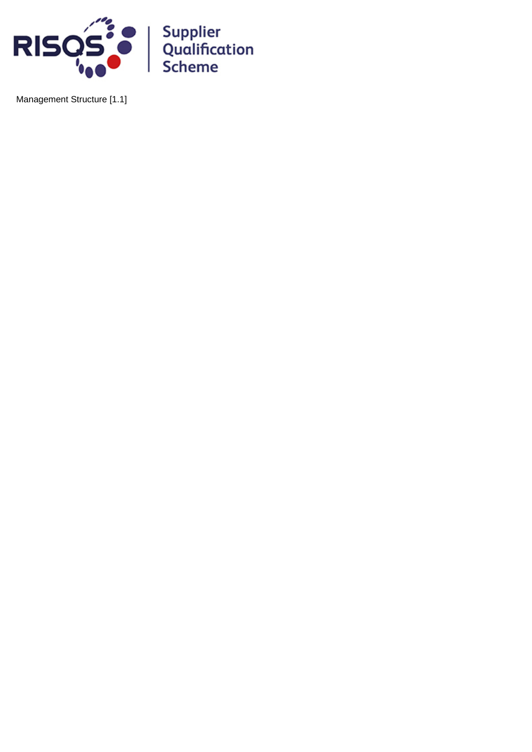Management Structure [1.1]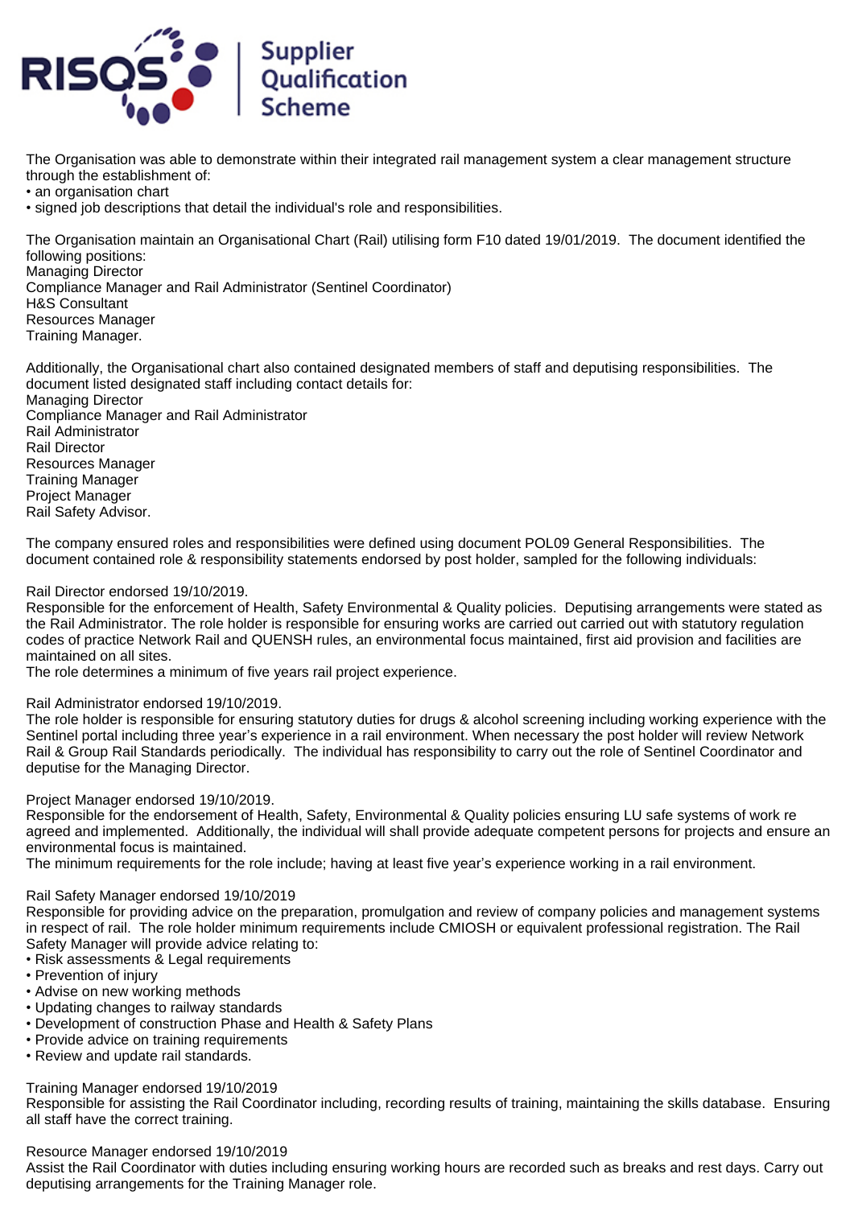The Organisation was able to demonstrate within their integrated rail management system a clear management structure through the establishment of:
• an organisation chart
• signed job descriptions that detail the individual's role and responsibilities.

The Organisation maintain an Organisational Chart (Rail) utilising form F10 dated 19/01/2019. The document identified the following positions:
Managing Director
Compliance Manager and Rail Administrator (Sentinel Coordinator)
H&S Consultant
Resources Manager
Training Manager.

Additionally, the Organisational chart also contained designated members of staff and deputising responsibilities. The document listed designated staff including contact details for:
Managing Director
Compliance Manager and Rail Administrator
Rail Administrator
Rail Director
Resources Manager
Training Manager
Project Manager
Rail Safety Advisor.

The company ensured roles and responsibilities were defined using document POL09 General Responsibilities. The document contained role & responsibility statements endorsed by post holder, sampled for the following individuals:

Rail Director endorsed 19/10/2019.
Responsible for the enforcement of Health, Safety Environmental & Quality policies. Deputising arrangements were stated as the Rail Administrator. The role holder is responsible for ensuring works are carried out carried out with statutory regulation codes of practice Network Rail and QUENSH rules, an environmental focus maintained, first aid provision and facilities are maintained on all sites.
The role determines a minimum of five years rail project experience.

Rail Administrator endorsed 19/10/2019.
The role holder is responsible for ensuring statutory duties for drugs & alcohol screening including working experience with the Sentinel portal including three year's experience in a rail environment. When necessary the post holder will review Network Rail & Group Rail Standards periodically. The individual has responsibility to carry out the role of Sentinel Coordinator and deputise for the Managing Director.

Project Manager endorsed 19/10/2019.
Responsible for the endorsement of Health, Safety, Environmental & Quality policies ensuring LU safe systems of work re agreed and implemented. Additionally, the individual will shall provide adequate competent persons for projects and ensure an environmental focus is maintained.
The minimum requirements for the role include; having at least five year's experience working in a rail environment.

Rail Safety Manager endorsed 19/10/2019
Responsible for providing advice on the preparation, promulgation and review of company policies and management systems in respect of rail. The role holder minimum requirements include CMIOSH or equivalent professional registration. The Rail Safety Manager will provide advice relating to:
• Risk assessments & Legal requirements
• Prevention of injury
• Advise on new working methods
• Updating changes to railway standards
• Development of construction Phase and Health & Safety Plans
• Provide advice on training requirements
• Review and update rail standards.

Training Manager endorsed 19/10/2019
Responsible for assisting the Rail Coordinator including, recording results of training, maintaining the skills database. Ensuring all staff have the correct training.

Resource Manager endorsed 19/10/2019
Assist the Rail Coordinator with duties including ensuring working hours are recorded such as breaks and rest days. Carry out deputising arrangements for the Training Manager role.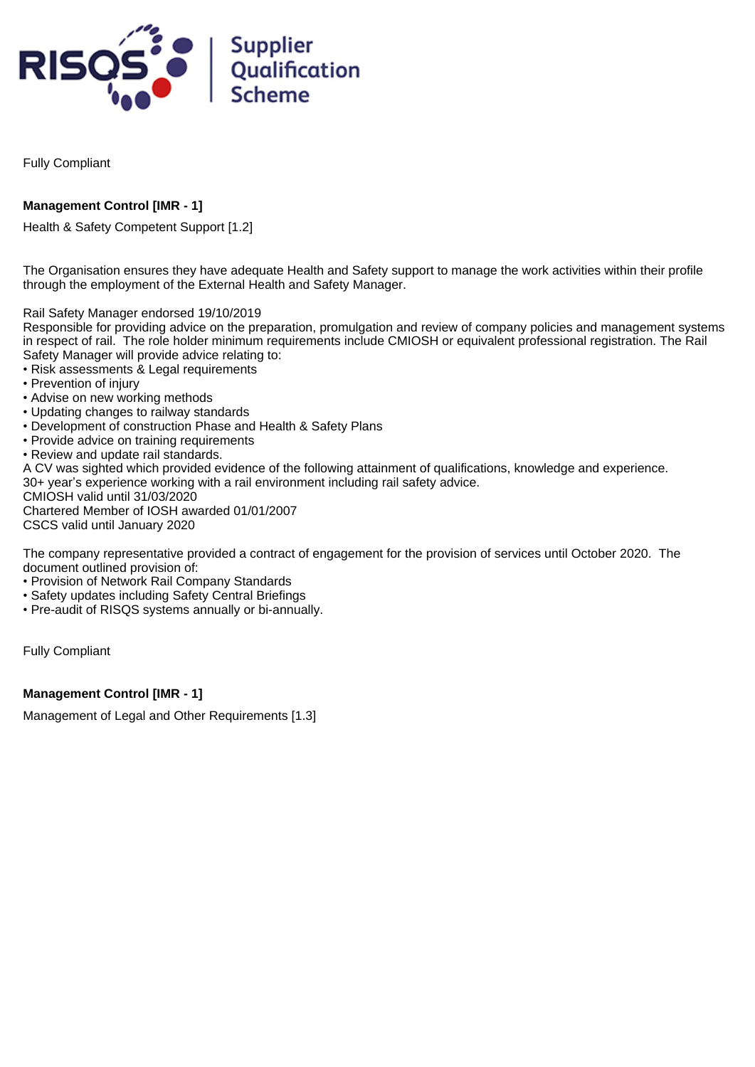Fully Compliant

**Management Control [IMR - 1]**

Health & Safety Competent Support [1.2]

The Organisation ensures they have adequate Health and Safety support to manage the work activities within their profile through the employment of the External Health and Safety Manager.

Rail Safety Manager endorsed 19/10/2019
Responsible for providing advice on the preparation, promulgation and review of company policies and management systems in respect of rail. The role holder minimum requirements include CMIOSH or equivalent professional registration. The Rail Safety Manager will provide advice relating to:

- Risk assessments & Legal requirements
- Prevention of injury
- Advise on new working methods
- Updating changes to railway standards
- Development of construction Phase and Health & Safety Plans
- Provide advice on training requirements
- Review and update rail standards.

A CV was sighted which provided evidence of the following attainment of qualifications, knowledge and experience.
30+ year's experience working with a rail environment including rail safety advice.
CMIOSH valid until 31/03/2020
Chartered Member of IOSH awarded 01/01/2007
CSCS valid until January 2020

The company representative provided a contract of engagement for the provision of services until October 2020. The document outlined provision of:

- Provision of Network Rail Company Standards
- Safety updates including Safety Central Briefings
- Pre-audit of RISQS systems annually or bi-annually.

Fully Compliant

**Management Control [IMR - 1]**

Management of Legal and Other Requirements [1.3]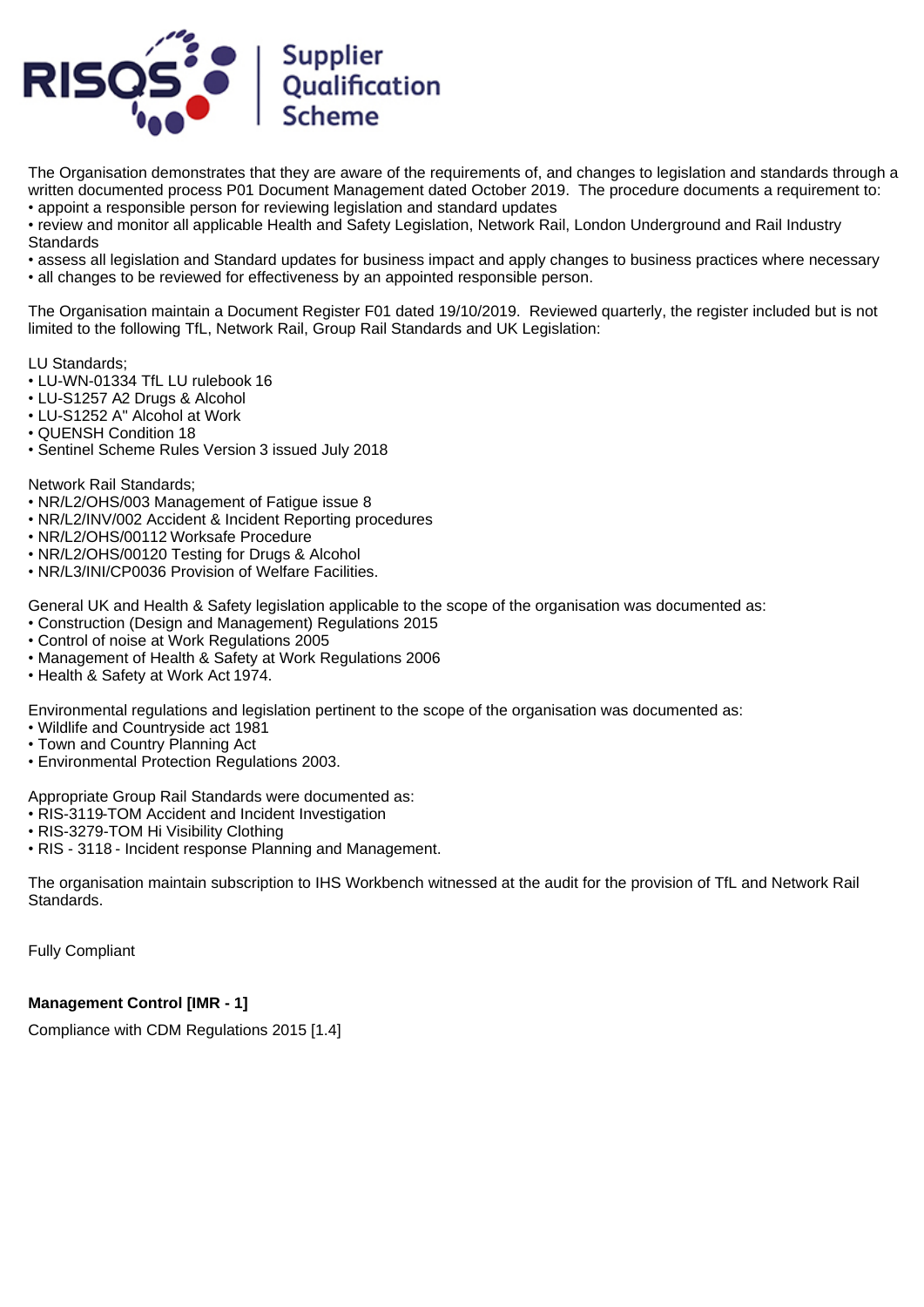The Organisation demonstrates that they are aware of the requirements of, and changes to legislation and standards through a written documented process P01 Document Management dated October 2019. The procedure documents a requirement to:
• appoint a responsible person for reviewing legislation and standard updates
• review and monitor all applicable Health and Safety Legislation, Network Rail, London Underground and Rail Industry Standards
• assess all legislation and Standard updates for business impact and apply changes to business practices where necessary
• all changes to be reviewed for effectiveness by an appointed responsible person.

The Organisation maintain a Document Register F01 dated 19/10/2019. Reviewed quarterly, the register included but is not limited to the following TfL, Network Rail, Group Rail Standards and UK Legislation:

LU Standards;
• LU-WN-01334 TfL LU rulebook 16
• LU-S1257 A2 Drugs & Alcohol
• LU-S1252 A" Alcohol at Work
• QUENSH Condition 18
• Sentinel Scheme Rules Version 3 issued July 2018

Network Rail Standards;
• NR/L2/OHS/003 Management of Fatigue issue 8
• NR/L2/INV/002 Accident & Incident Reporting procedures
• NR/L2/OHS/00112 Worksafe Procedure
• NR/L2/OHS/00120 Testing for Drugs & Alcohol
• NR/L3/INI/CP0036 Provision of Welfare Facilities.

General UK and Health & Safety legislation applicable to the scope of the organisation was documented as:
• Construction (Design and Management) Regulations 2015
• Control of noise at Work Regulations 2005
• Management of Health & Safety at Work Regulations 2006
• Health & Safety at Work Act 1974.

Environmental regulations and legislation pertinent to the scope of the organisation was documented as:
• Wildlife and Countryside act 1981
• Town and Country Planning Act
• Environmental Protection Regulations 2003.

Appropriate Group Rail Standards were documented as:
• RIS-3119-TOM Accident and Incident Investigation
• RIS-3279-TOM Hi Visibility Clothing
• RIS - 3118 - Incident response Planning and Management.

The organisation maintain subscription to IHS Workbench witnessed at the audit for the provision of TfL and Network Rail Standards.

Fully Compliant

**Management Control [IMR - 1]**

Compliance with CDM Regulations 2015 [1.4]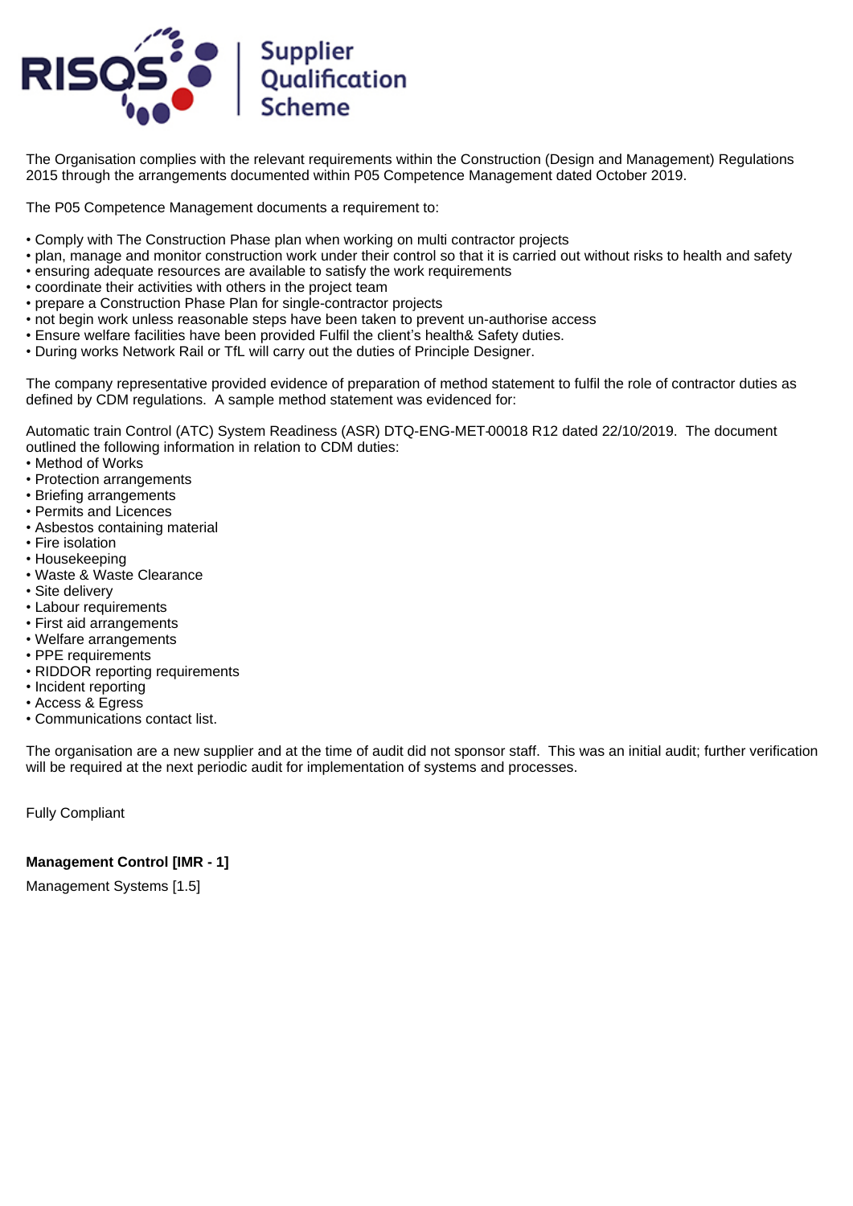The Organisation complies with the relevant requirements within the Construction (Design and Management) Regulations 2015 through the arrangements documented within P05 Competence Management dated October 2019.

The P05 Competence Management documents a requirement to:

- Comply with The Construction Phase plan when working on multi contractor projects
- plan, manage and monitor construction work under their control so that it is carried out without risks to health and safety
- ensuring adequate resources are available to satisfy the work requirements
- coordinate their activities with others in the project team
- prepare a Construction Phase Plan for single-contractor projects
- not begin work unless reasonable steps have been taken to prevent un-authorise access
- Ensure welfare facilities have been provided Fulfil the client's health& Safety duties.
- During works Network Rail or TfL will carry out the duties of Principle Designer.

The company representative provided evidence of preparation of method statement to fulfil the role of contractor duties as defined by CDM regulations. A sample method statement was evidenced for:

Automatic train Control (ATC) System Readiness (ASR) DTQ-ENG-MET-00018 R12 dated 22/10/2019. The document outlined the following information in relation to CDM duties:

- Method of Works
- Protection arrangements
- Briefing arrangements
- Permits and Licences
- Asbestos containing material
- Fire isolation
- Housekeeping
- Waste & Waste Clearance
- Site delivery
- Labour requirements
- First aid arrangements
- Welfare arrangements
- PPE requirements
- RIDDOR reporting requirements
- Incident reporting
- Access & Egress
- Communications contact list.

The organisation are a new supplier and at the time of audit did not sponsor staff. This was an initial audit; further verification will be required at the next periodic audit for implementation of systems and processes.

Fully Compliant

**Management Control [IMR - 1]**

Management Systems [1.5]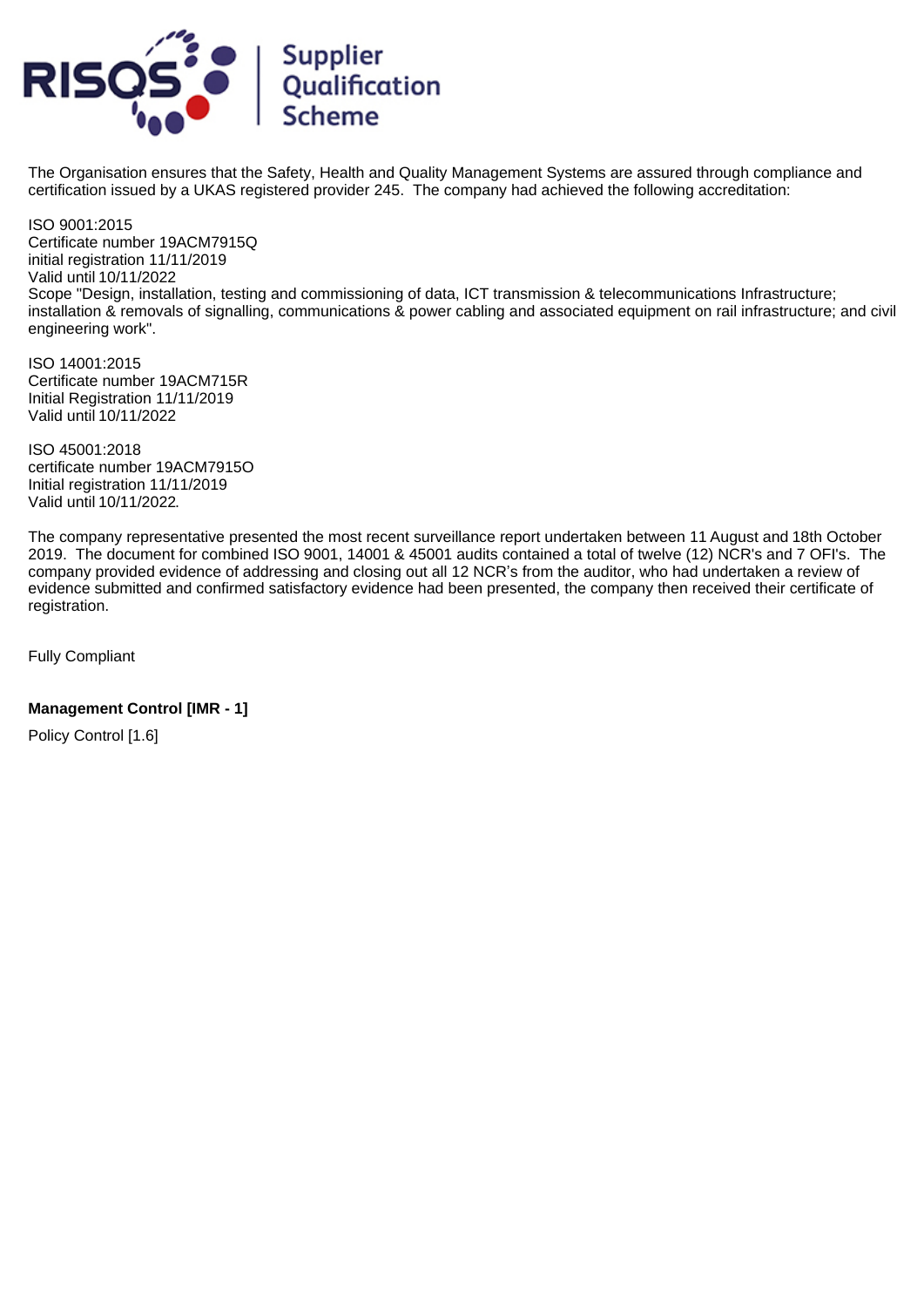The Organisation ensures that the Safety, Health and Quality Management Systems are assured through compliance and certification issued by a UKAS registered provider 245. The company had achieved the following accreditation:

ISO 9001:2015
Certificate number 19ACM7915Q
initial registration 11/11/2019
Valid until 10/11/2022
Scope "Design, installation, testing and commissioning of data, ICT transmission & telecommunications Infrastructure; installation & removals of signalling, communications & power cabling and associated equipment on rail infrastructure; and civil engineering work".

ISO 14001:2015
Certificate number 19ACM715R
Initial Registration 11/11/2019
Valid until 10/11/2022

ISO 45001:2018
certificate number 19ACM7915O
Initial registration 11/11/2019
Valid until 10/11/2022.

The company representative presented the most recent surveillance report undertaken between 11 August and 18th October 2019. The document for combined ISO 9001, 14001 & 45001 audits contained a total of twelve (12) NCR's and 7 OFI's. The company provided evidence of addressing and closing out all 12 NCR's from the auditor, who had undertaken a review of evidence submitted and confirmed satisfactory evidence had been presented, the company then received their certificate of registration.

Fully Compliant

**Management Control [IMR - 1]**

Policy Control [1.6]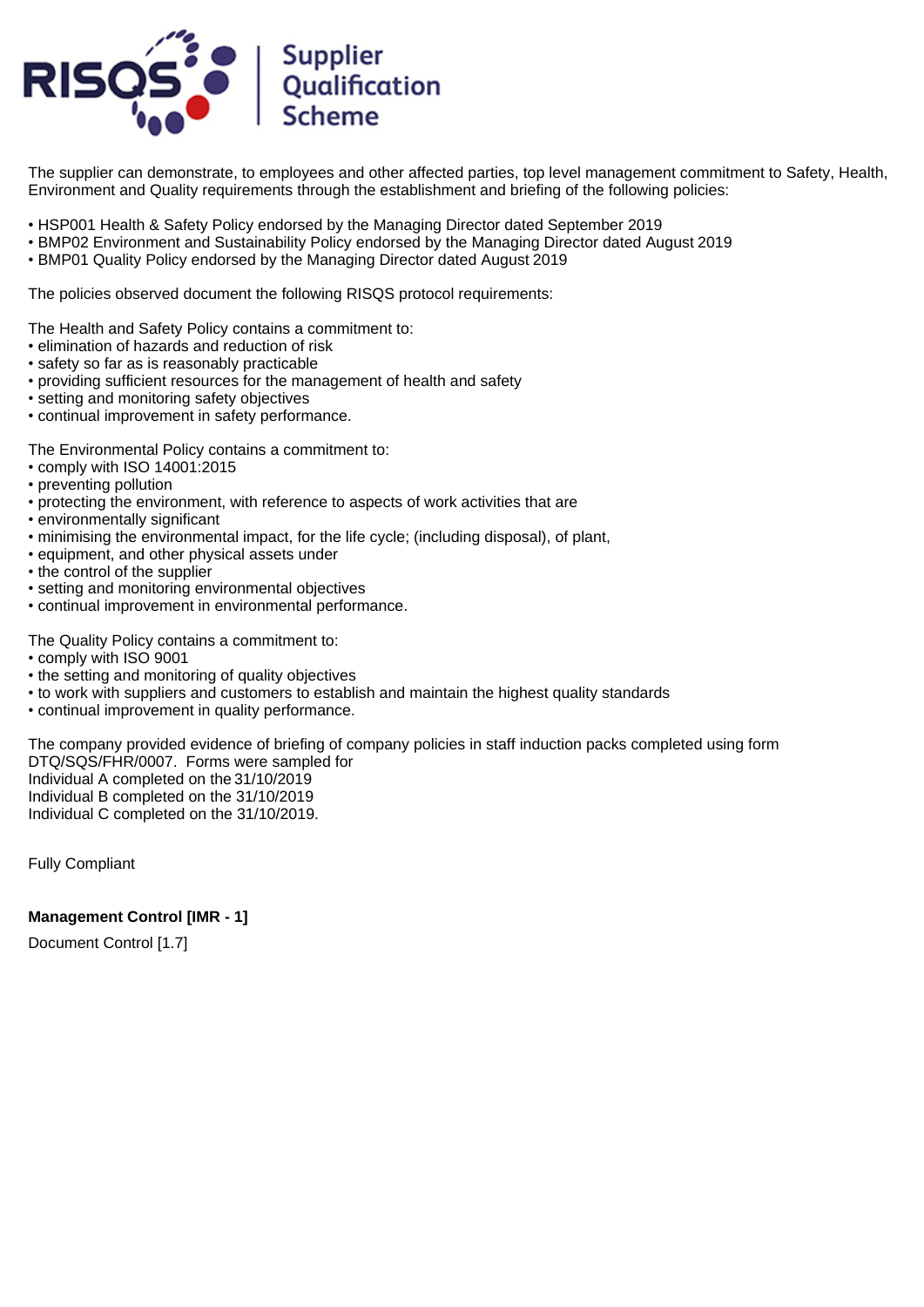The supplier can demonstrate, to employees and other affected parties, top level management commitment to Safety, Health, Environment and Quality requirements through the establishment and briefing of the following policies:

- HSP001 Health & Safety Policy endorsed by the Managing Director dated September 2019
- BMP02 Environment and Sustainability Policy endorsed by the Managing Director dated August 2019
- BMP01 Quality Policy endorsed by the Managing Director dated August 2019

The policies observed document the following RISQS protocol requirements:

The Health and Safety Policy contains a commitment to:
- elimination of hazards and reduction of risk
- safety so far as is reasonably practicable
- providing sufficient resources for the management of health and safety
- setting and monitoring safety objectives
- continual improvement in safety performance.

The Environmental Policy contains a commitment to:
- comply with ISO 14001:2015
- preventing pollution
- protecting the environment, with reference to aspects of work activities that are
- environmentally significant
- minimising the environmental impact, for the life cycle; (including disposal), of plant,
- equipment, and other physical assets under
- the control of the supplier
- setting and monitoring environmental objectives
- continual improvement in environmental performance.

The Quality Policy contains a commitment to:
- comply with ISO 9001
- the setting and monitoring of quality objectives
- to work with suppliers and customers to establish and maintain the highest quality standards
- continual improvement in quality performance.

The company provided evidence of briefing of company policies in staff induction packs completed using form DTQ/SQS/FHR/0007. Forms were sampled for
Individual A completed on the 31/10/2019
Individual B completed on the 31/10/2019
Individual C completed on the 31/10/2019.

Fully Compliant

**Management Control [IMR - 1]**

Document Control [1.7]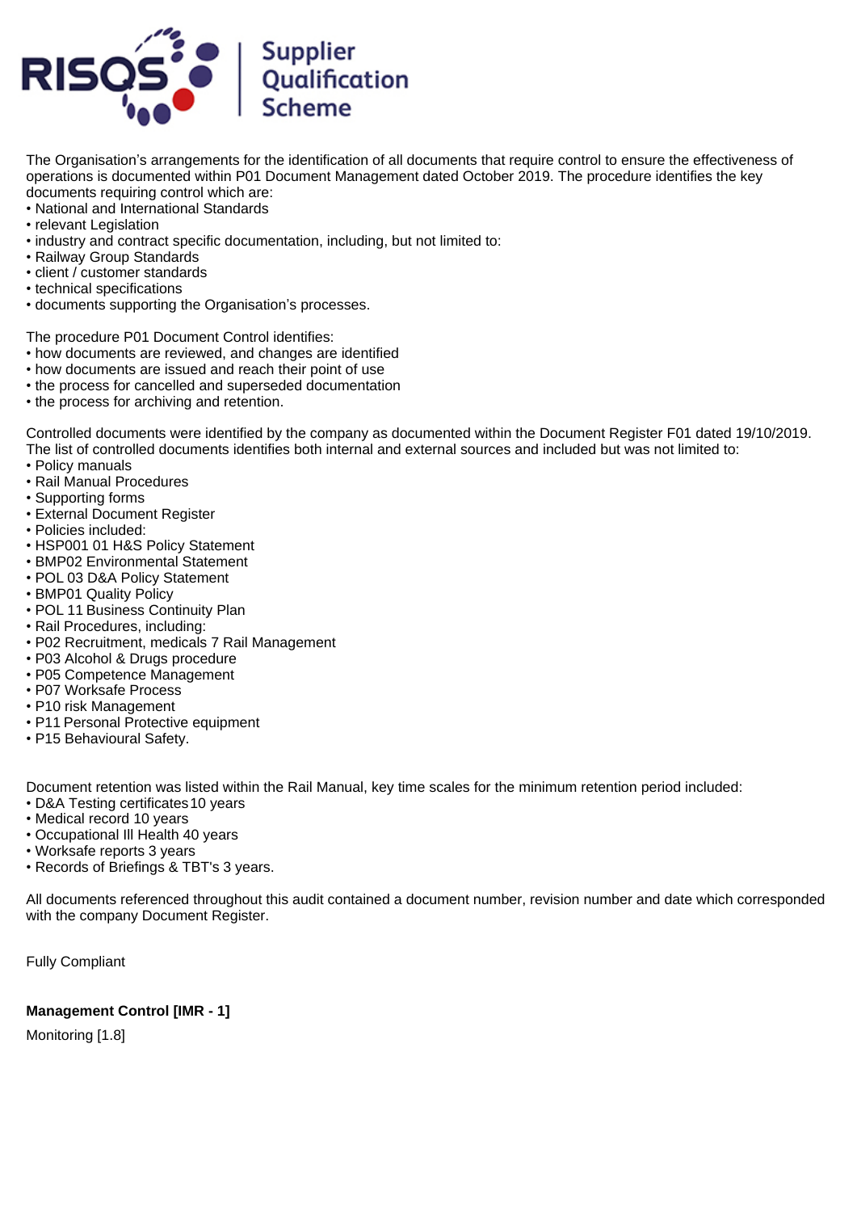The Organisation's arrangements for the identification of all documents that require control to ensure the effectiveness of operations is documented within P01 Document Management dated October 2019. The procedure identifies the key documents requiring control which are:

- National and International Standards
- relevant Legislation
- industry and contract specific documentation, including, but not limited to:
- Railway Group Standards
- client / customer standards
- technical specifications
- documents supporting the Organisation's processes.

The procedure P01 Document Control identifies:

- how documents are reviewed, and changes are identified
- how documents are issued and reach their point of use
- the process for cancelled and superseded documentation
- the process for archiving and retention.

Controlled documents were identified by the company as documented within the Document Register F01 dated 19/10/2019. The list of controlled documents identifies both internal and external sources and included but was not limited to:

- Policy manuals
- Rail Manual Procedures
- Supporting forms
- External Document Register
- Policies included:
- HSP001 01 H&S Policy Statement
- BMP02 Environmental Statement
- POL 03 D&A Policy Statement
- BMP01 Quality Policy
- POL 11 Business Continuity Plan
- Rail Procedures, including:
- P02 Recruitment, medicals 7 Rail Management
- P03 Alcohol & Drugs procedure
- P05 Competence Management
- P07 Worksafe Process
- P10 risk Management
- P11 Personal Protective equipment
- P15 Behavioural Safety.

Document retention was listed within the Rail Manual, key time scales for the minimum retention period included:

- D&A Testing certificates 10 years
- Medical record 10 years
- Occupational Ill Health 40 years
- Worksafe reports 3 years
- Records of Briefings & TBT's 3 years.

All documents referenced throughout this audit contained a document number, revision number and date which corresponded with the company Document Register.

Fully Compliant

**Management Control [IMR - 1]**

Monitoring [1.8]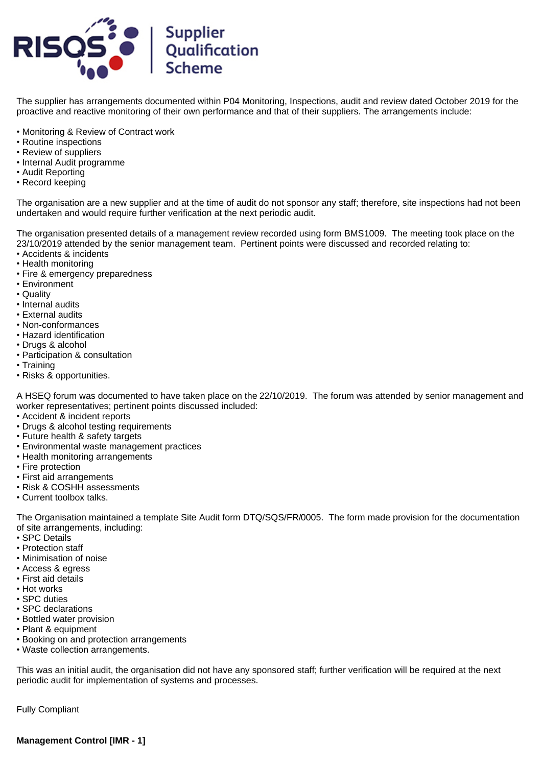The supplier has arrangements documented within P04 Monitoring, Inspections, audit and review dated October 2019 for the proactive and reactive monitoring of their own performance and that of their suppliers. The arrangements include:

- Monitoring & Review of Contract work
- Routine inspections
- Review of suppliers
- Internal Audit programme
- Audit Reporting
- Record keeping

The organisation are a new supplier and at the time of audit do not sponsor any staff; therefore, site inspections had not been undertaken and would require further verification at the next periodic audit.

The organisation presented details of a management review recorded using form BMS1009. The meeting took place on the 23/10/2019 attended by the senior management team. Pertinent points were discussed and recorded relating to:

- Accidents & incidents
- Health monitoring
- Fire & emergency preparedness
- Environment
- Quality
- Internal audits
- External audits
- Non-conformances
- Hazard identification
- Drugs & alcohol
- Participation & consultation
- Training
- Risks & opportunities.

A HSEQ forum was documented to have taken place on the 22/10/2019. The forum was attended by senior management and worker representatives; pertinent points discussed included:

- Accident & incident reports
- Drugs & alcohol testing requirements
- Future health & safety targets
- Environmental waste management practices
- Health monitoring arrangements
- Fire protection
- First aid arrangements
- Risk & COSHH assessments
- Current toolbox talks.

The Organisation maintained a template Site Audit form DTQ/SQS/FR/0005. The form made provision for the documentation of site arrangements, including:

- SPC Details
- Protection staff
- Minimisation of noise
- Access & egress
- First aid details
- Hot works
- SPC duties
- SPC declarations
- Bottled water provision
- Plant & equipment
- Booking on and protection arrangements
- Waste collection arrangements.

This was an initial audit, the organisation did not have any sponsored staff; further verification will be required at the next periodic audit for implementation of systems and processes.

Fully Compliant

**Management Control [IMR - 1]**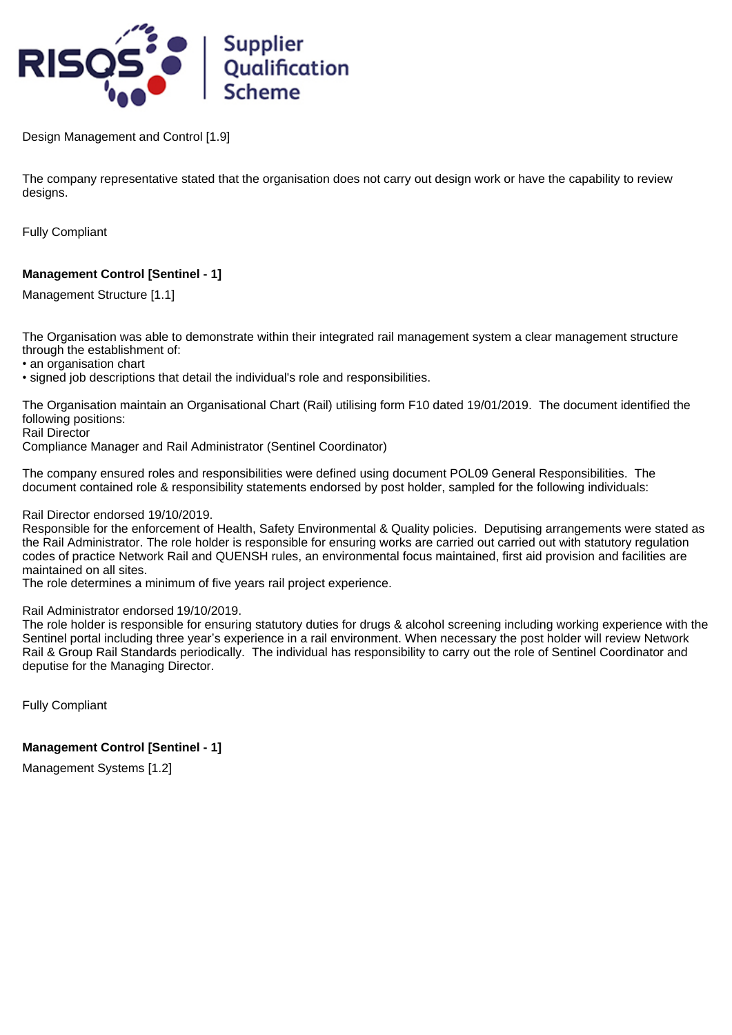Design Management and Control [1.9]

The company representative stated that the organisation does not carry out design work or have the capability to review designs.

Fully Compliant

**Management Control [Sentinel - 1]**

Management Structure [1.1]

The Organisation was able to demonstrate within their integrated rail management system a clear management structure through the establishment of:
• an organisation chart
• signed job descriptions that detail the individual's role and responsibilities.

The Organisation maintain an Organisational Chart (Rail) utilising form F10 dated 19/01/2019. The document identified the following positions:
Rail Director
Compliance Manager and Rail Administrator (Sentinel Coordinator)

The company ensured roles and responsibilities were defined using document POL09 General Responsibilities. The document contained role & responsibility statements endorsed by post holder, sampled for the following individuals:

Rail Director endorsed 19/10/2019.
Responsible for the enforcement of Health, Safety Environmental & Quality policies. Deputising arrangements were stated as the Rail Administrator. The role holder is responsible for ensuring works are carried out carried out with statutory regulation codes of practice Network Rail and QUENSH rules, an environmental focus maintained, first aid provision and facilities are maintained on all sites.
The role determines a minimum of five years rail project experience.

Rail Administrator endorsed 19/10/2019.
The role holder is responsible for ensuring statutory duties for drugs & alcohol screening including working experience with the Sentinel portal including three year's experience in a rail environment. When necessary the post holder will review Network Rail & Group Rail Standards periodically. The individual has responsibility to carry out the role of Sentinel Coordinator and deputise for the Managing Director.

Fully Compliant

**Management Control [Sentinel - 1]**

Management Systems [1.2]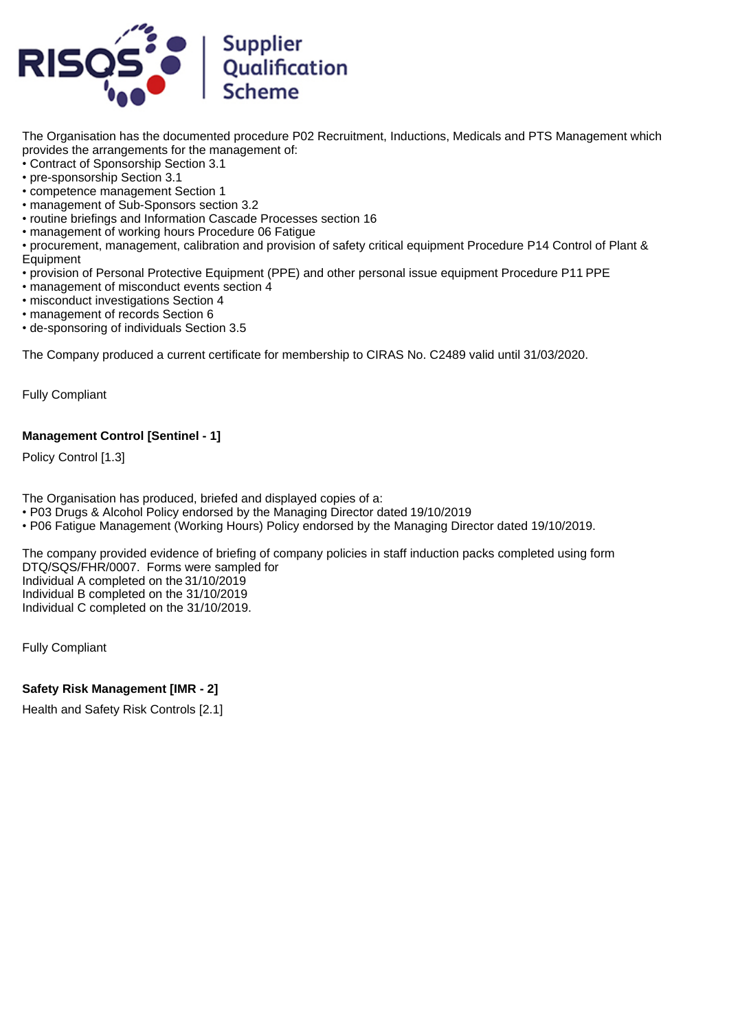The Organisation has the documented procedure P02 Recruitment, Inductions, Medicals and PTS Management which provides the arrangements for the management of:
• Contract of Sponsorship Section 3.1
• pre-sponsorship Section 3.1
• competence management Section 1
• management of Sub-Sponsors section 3.2
• routine briefings and Information Cascade Processes section 16
• management of working hours Procedure 06 Fatigue
• procurement, management, calibration and provision of safety critical equipment Procedure P14 Control of Plant & Equipment
• provision of Personal Protective Equipment (PPE) and other personal issue equipment Procedure P11 PPE
• management of misconduct events section 4
• misconduct investigations Section 4
• management of records Section 6
• de-sponsoring of individuals Section 3.5

The Company produced a current certificate for membership to CIRAS No. C2489 valid until 31/03/2020.

Fully Compliant

**Management Control [Sentinel - 1]**

Policy Control [1.3]

The Organisation has produced, briefed and displayed copies of a:
• P03 Drugs & Alcohol Policy endorsed by the Managing Director dated 19/10/2019
• P06 Fatigue Management (Working Hours) Policy endorsed by the Managing Director dated 19/10/2019.

The company provided evidence of briefing of company policies in staff induction packs completed using form DTQ/SQS/FHR/0007. Forms were sampled for
Individual A completed on the 31/10/2019
Individual B completed on the 31/10/2019
Individual C completed on the 31/10/2019.

Fully Compliant

**Safety Risk Management [IMR - 2]**

Health and Safety Risk Controls [2.1]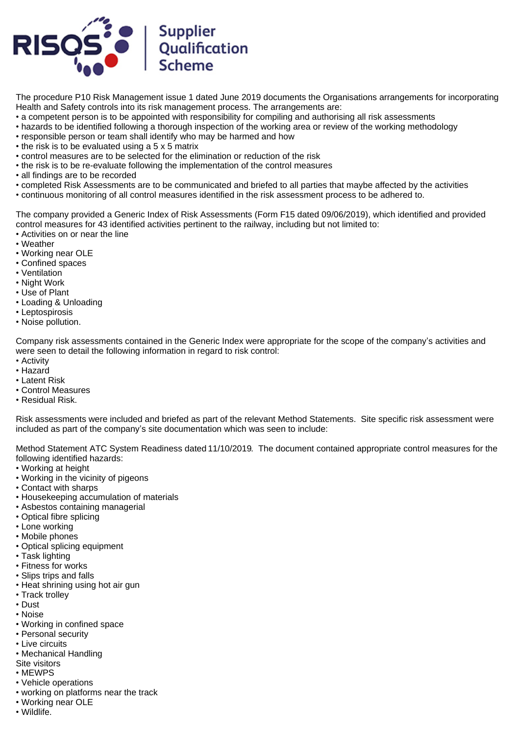The procedure P10 Risk Management issue 1 dated June 2019 documents the Organisations arrangements for incorporating Health and Safety controls into its risk management process. The arrangements are:

- a competent person is to be appointed with responsibility for compiling and authorising all risk assessments
- hazards to be identified following a thorough inspection of the working area or review of the working methodology
- responsible person or team shall identify who may be harmed and how
- the risk is to be evaluated using a 5 x 5 matrix
- control measures are to be selected for the elimination or reduction of the risk
- the risk is to be re-evaluate following the implementation of the control measures
- all findings are to be recorded
- completed Risk Assessments are to be communicated and briefed to all parties that maybe affected by the activities
- continuous monitoring of all control measures identified in the risk assessment process to be adhered to.

The company provided a Generic Index of Risk Assessments (Form F15 dated 09/06/2019), which identified and provided control measures for 43 identified activities pertinent to the railway, including but not limited to:

- Activities on or near the line
- Weather
- Working near OLE
- Confined spaces
- Ventilation
- Night Work
- Use of Plant
- Loading & Unloading
- Leptospirosis
- Noise pollution.

Company risk assessments contained in the Generic Index were appropriate for the scope of the company's activities and were seen to detail the following information in regard to risk control:

- Activity
- Hazard
- Latent Risk
- Control Measures
- Residual Risk.

Risk assessments were included and briefed as part of the relevant Method Statements. Site specific risk assessment were included as part of the company's site documentation which was seen to include:

Method Statement ATC System Readiness dated 11/10/2019. The document contained appropriate control measures for the following identified hazards:

- Working at height
- Working in the vicinity of pigeons
- Contact with sharps
- Housekeeping accumulation of materials
- Asbestos containing managerial
- Optical fibre splicing
- Lone working
- Mobile phones
- Optical splicing equipment
- Task lighting
- Fitness for works
- Slips trips and falls
- Heat shrining using hot air gun
- Track trolley
- Dust
- Noise
- Working in confined space
- Personal security
- Live circuits
- Mechanical Handling

Site visitors

- MEWPS
- Vehicle operations
- working on platforms near the track
- Working near OLE
- Wildlife.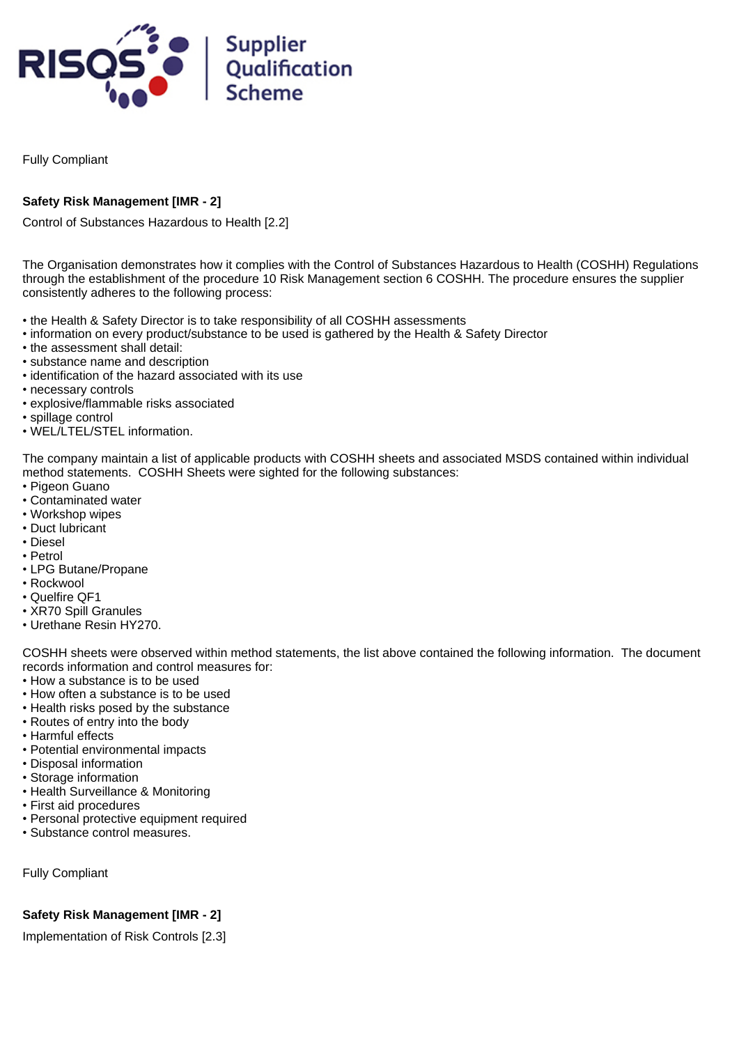Fully Compliant

**Safety Risk Management [IMR - 2]**

Control of Substances Hazardous to Health [2.2]

The Organisation demonstrates how it complies with the Control of Substances Hazardous to Health (COSHH) Regulations through the establishment of the procedure 10 Risk Management section 6 COSHH. The procedure ensures the supplier consistently adheres to the following process:

- the Health & Safety Director is to take responsibility of all COSHH assessments
- information on every product/substance to be used is gathered by the Health & Safety Director
- the assessment shall detail:
- substance name and description
- identification of the hazard associated with its use
- necessary controls
- explosive/flammable risks associated
- spillage control
- WEL/LTEL/STEL information.

The company maintain a list of applicable products with COSHH sheets and associated MSDS contained within individual method statements. COSHH Sheets were sighted for the following substances:

- Pigeon Guano
- Contaminated water
- Workshop wipes
- Duct lubricant
- Diesel
- Petrol
- LPG Butane/Propane
- Rockwool
- Quelfire QF1
- XR70 Spill Granules
- Urethane Resin HY270.

COSHH sheets were observed within method statements, the list above contained the following information. The document records information and control measures for:

- How a substance is to be used
- How often a substance is to be used
- Health risks posed by the substance
- Routes of entry into the body
- Harmful effects
- Potential environmental impacts
- Disposal information
- Storage information
- Health Surveillance & Monitoring
- First aid procedures
- Personal protective equipment required
- Substance control measures.

Fully Compliant

**Safety Risk Management [IMR - 2]**

Implementation of Risk Controls [2.3]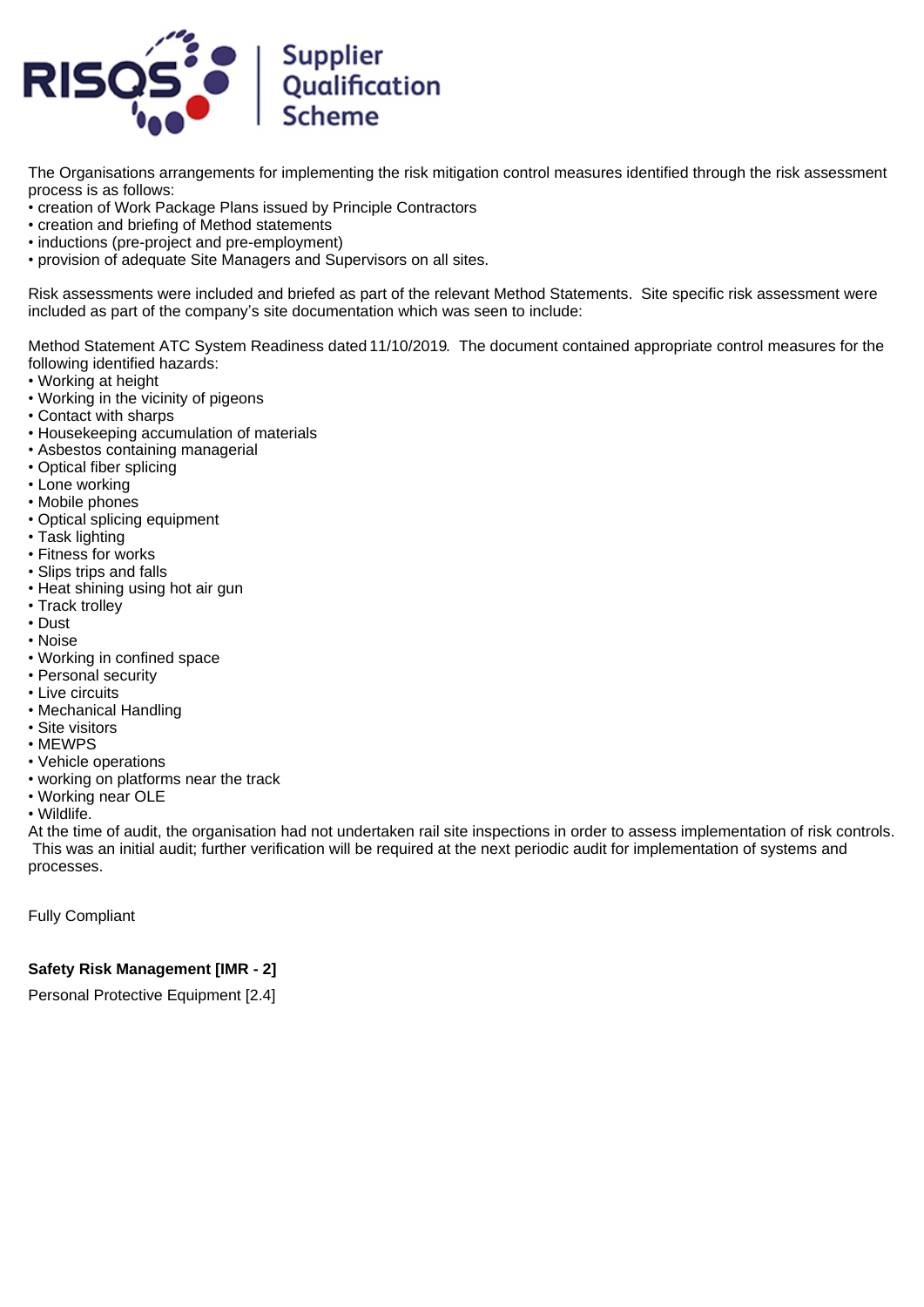The Organisations arrangements for implementing the risk mitigation control measures identified through the risk assessment process is as follows:
• creation of Work Package Plans issued by Principle Contractors
• creation and briefing of Method statements
• inductions (pre-project and pre-employment)
• provision of adequate Site Managers and Supervisors on all sites.

Risk assessments were included and briefed as part of the relevant Method Statements. Site specific risk assessment were included as part of the company's site documentation which was seen to include:

Method Statement ATC System Readiness dated 11/10/2019. The document contained appropriate control measures for the following identified hazards:
• Working at height
• Working in the vicinity of pigeons
• Contact with sharps
• Housekeeping accumulation of materials
• Asbestos containing managerial
• Optical fiber splicing
• Lone working
• Mobile phones
• Optical splicing equipment
• Task lighting
• Fitness for works
• Slips trips and falls
• Heat shining using hot air gun
• Track trolley
• Dust
• Noise
• Working in confined space
• Personal security
• Live circuits
• Mechanical Handling
• Site visitors
• MEWPS
• Vehicle operations
• working on platforms near the track
• Working near OLE
• Wildlife.
At the time of audit, the organisation had not undertaken rail site inspections in order to assess implementation of risk controls. This was an initial audit; further verification will be required at the next periodic audit for implementation of systems and processes.

Fully Compliant

**Safety Risk Management [IMR - 2]**

Personal Protective Equipment [2.4]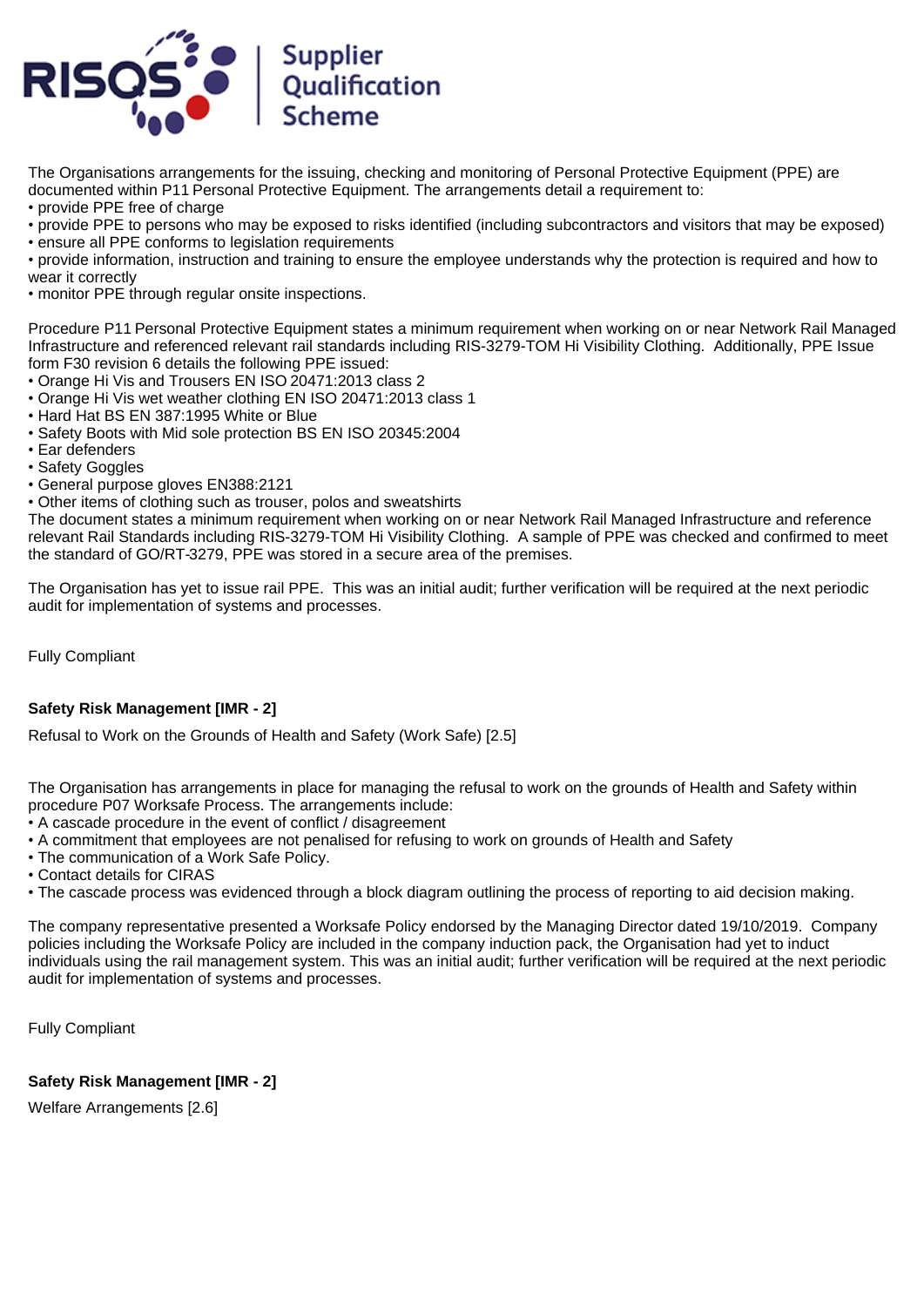The Organisations arrangements for the issuing, checking and monitoring of Personal Protective Equipment (PPE) are documented within P11 Personal Protective Equipment. The arrangements detail a requirement to:
• provide PPE free of charge
• provide PPE to persons who may be exposed to risks identified (including subcontractors and visitors that may be exposed)
• ensure all PPE conforms to legislation requirements
• provide information, instruction and training to ensure the employee understands why the protection is required and how to wear it correctly
• monitor PPE through regular onsite inspections.

Procedure P11 Personal Protective Equipment states a minimum requirement when working on or near Network Rail Managed Infrastructure and referenced relevant rail standards including RIS-3279-TOM Hi Visibility Clothing. Additionally, PPE Issue form F30 revision 6 details the following PPE issued:
• Orange Hi Vis and Trousers EN ISO 20471:2013 class 2
• Orange Hi Vis wet weather clothing EN ISO 20471:2013 class 1
• Hard Hat BS EN 387:1995 White or Blue
• Safety Boots with Mid sole protection BS EN ISO 20345:2004
• Ear defenders
• Safety Goggles
• General purpose gloves EN388:2121
• Other items of clothing such as trouser, polos and sweatshirts
The document states a minimum requirement when working on or near Network Rail Managed Infrastructure and reference relevant Rail Standards including RIS-3279-TOM Hi Visibility Clothing. A sample of PPE was checked and confirmed to meet the standard of GO/RT-3279, PPE was stored in a secure area of the premises.

The Organisation has yet to issue rail PPE. This was an initial audit; further verification will be required at the next periodic audit for implementation of systems and processes.

Fully Compliant

**Safety Risk Management [IMR - 2]**

Refusal to Work on the Grounds of Health and Safety (Work Safe) [2.5]

The Organisation has arrangements in place for managing the refusal to work on the grounds of Health and Safety within procedure P07 Worksafe Process. The arrangements include:
• A cascade procedure in the event of conflict / disagreement
• A commitment that employees are not penalised for refusing to work on grounds of Health and Safety
• The communication of a Work Safe Policy.
• Contact details for CIRAS
• The cascade process was evidenced through a block diagram outlining the process of reporting to aid decision making.

The company representative presented a Worksafe Policy endorsed by the Managing Director dated 19/10/2019. Company policies including the Worksafe Policy are included in the company induction pack, the Organisation had yet to induct individuals using the rail management system. This was an initial audit; further verification will be required at the next periodic audit for implementation of systems and processes.

Fully Compliant

**Safety Risk Management [IMR - 2]**

Welfare Arrangements [2.6]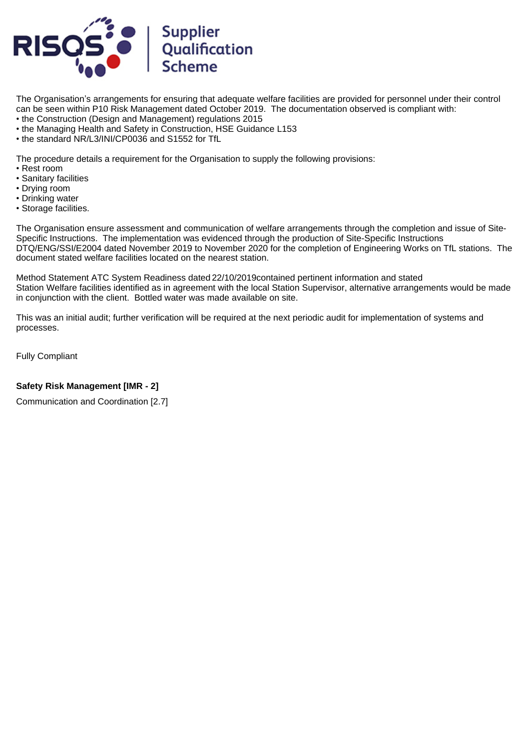The Organisation's arrangements for ensuring that adequate welfare facilities are provided for personnel under their control can be seen within P10 Risk Management dated October 2019. The documentation observed is compliant with:

- the Construction (Design and Management) regulations 2015
- the Managing Health and Safety in Construction, HSE Guidance L153
- the standard NR/L3/INI/CP0036 and S1552 for TfL

The procedure details a requirement for the Organisation to supply the following provisions:

- Rest room
- Sanitary facilities
- Drying room
- Drinking water
- Storage facilities.

The Organisation ensure assessment and communication of welfare arrangements through the completion and issue of Site-Specific Instructions. The implementation was evidenced through the production of Site-Specific Instructions DTQ/ENG/SSI/E2004 dated November 2019 to November 2020 for the completion of Engineering Works on TfL stations. The document stated welfare facilities located on the nearest station.

Method Statement ATC System Readiness dated 22/10/2019contained pertinent information and stated Station Welfare facilities identified as in agreement with the local Station Supervisor, alternative arrangements would be made in conjunction with the client. Bottled water was made available on site.

This was an initial audit; further verification will be required at the next periodic audit for implementation of systems and processes.

Fully Compliant

**Safety Risk Management [IMR - 2]**

Communication and Coordination [2.7]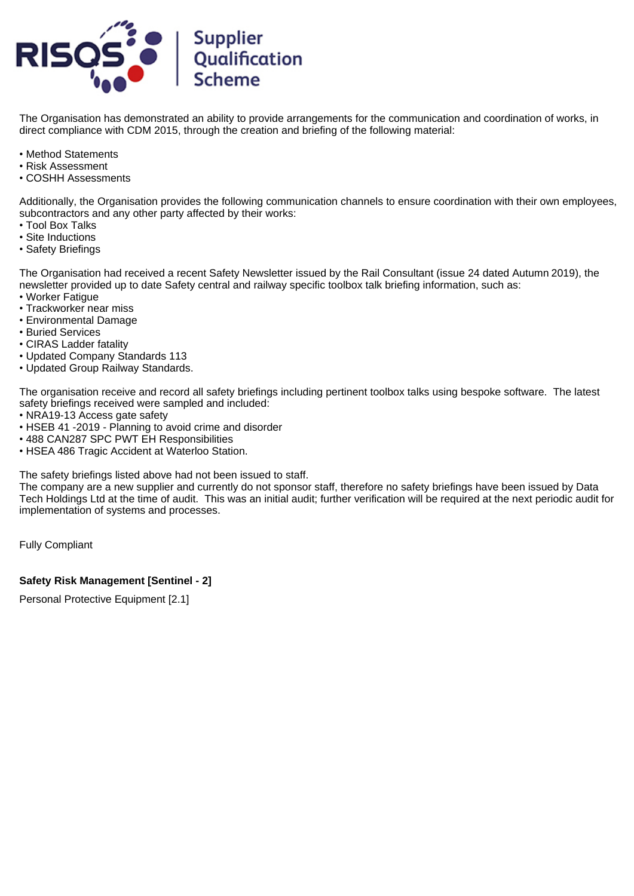The Organisation has demonstrated an ability to provide arrangements for the communication and coordination of works, in direct compliance with CDM 2015, through the creation and briefing of the following material:

- Method Statements
- Risk Assessment
- COSHH Assessments

Additionally, the Organisation provides the following communication channels to ensure coordination with their own employees, subcontractors and any other party affected by their works:

- Tool Box Talks
- Site Inductions
- Safety Briefings

The Organisation had received a recent Safety Newsletter issued by the Rail Consultant (issue 24 dated Autumn 2019), the newsletter provided up to date Safety central and railway specific toolbox talk briefing information, such as:

- Worker Fatigue
- Trackworker near miss
- Environmental Damage
- Buried Services
- CIRAS Ladder fatality
- Updated Company Standards 113
- Updated Group Railway Standards.

The organisation receive and record all safety briefings including pertinent toolbox talks using bespoke software. The latest safety briefings received were sampled and included:

- NRA19-13 Access gate safety
- HSEB 41 -2019 - Planning to avoid crime and disorder
- 488 CAN287 SPC PWT EH Responsibilities
- HSEA 486 Tragic Accident at Waterloo Station.

The safety briefings listed above had not been issued to staff.
The company are a new supplier and currently do not sponsor staff, therefore no safety briefings have been issued by Data Tech Holdings Ltd at the time of audit. This was an initial audit; further verification will be required at the next periodic audit for implementation of systems and processes.

Fully Compliant

**Safety Risk Management [Sentinel - 2]**

Personal Protective Equipment [2.1]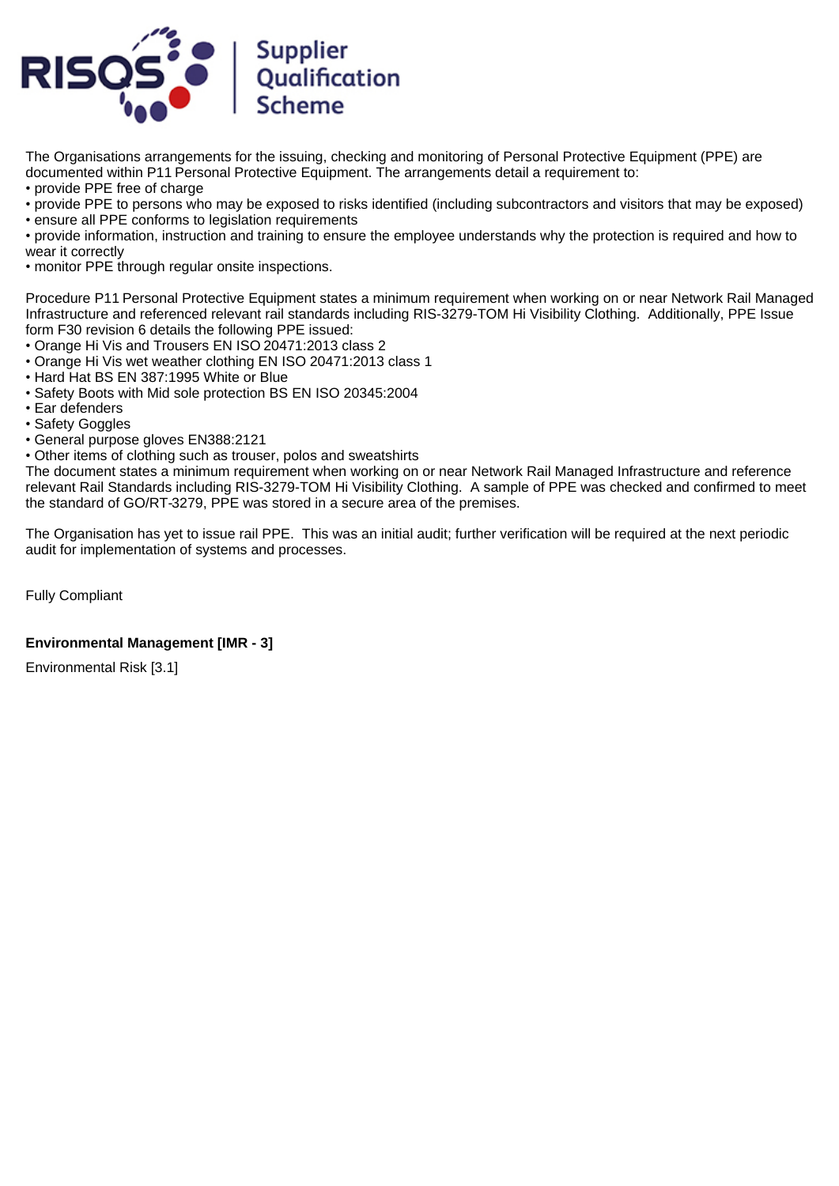The Organisations arrangements for the issuing, checking and monitoring of Personal Protective Equipment (PPE) are documented within P11 Personal Protective Equipment. The arrangements detail a requirement to:

• provide PPE free of charge
• provide PPE to persons who may be exposed to risks identified (including subcontractors and visitors that may be exposed)
• ensure all PPE conforms to legislation requirements
• provide information, instruction and training to ensure the employee understands why the protection is required and how to wear it correctly
• monitor PPE through regular onsite inspections.

Procedure P11 Personal Protective Equipment states a minimum requirement when working on or near Network Rail Managed Infrastructure and referenced relevant rail standards including RIS-3279-TOM Hi Visibility Clothing. Additionally, PPE Issue form F30 revision 6 details the following PPE issued:

• Orange Hi Vis and Trousers EN ISO 20471:2013 class 2
• Orange Hi Vis wet weather clothing EN ISO 20471:2013 class 1
• Hard Hat BS EN 387:1995 White or Blue
• Safety Boots with Mid sole protection BS EN ISO 20345:2004
• Ear defenders
• Safety Goggles
• General purpose gloves EN388:2121
• Other items of clothing such as trouser, polos and sweatshirts

The document states a minimum requirement when working on or near Network Rail Managed Infrastructure and reference relevant Rail Standards including RIS-3279-TOM Hi Visibility Clothing. A sample of PPE was checked and confirmed to meet the standard of GO/RT-3279, PPE was stored in a secure area of the premises.

The Organisation has yet to issue rail PPE. This was an initial audit; further verification will be required at the next periodic audit for implementation of systems and processes.

Fully Compliant

**Environmental Management [IMR - 3]**

Environmental Risk [3.1]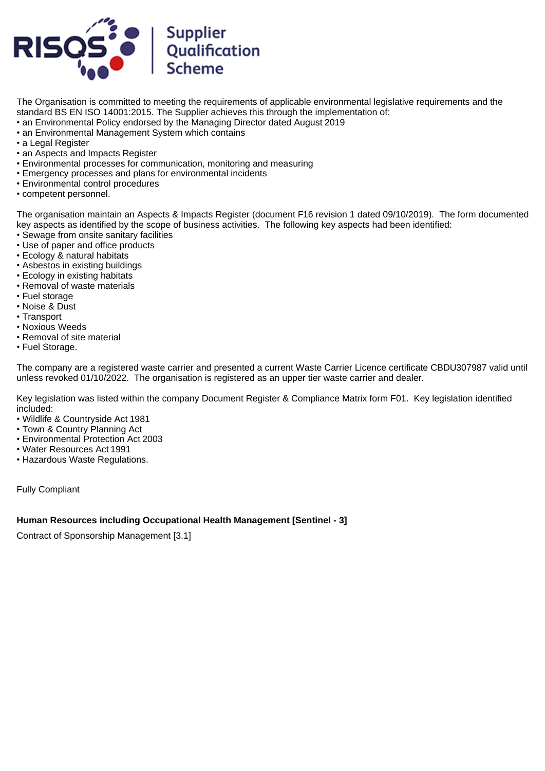The Organisation is committed to meeting the requirements of applicable environmental legislative requirements and the standard BS EN ISO 14001:2015. The Supplier achieves this through the implementation of:
• an Environmental Policy endorsed by the Managing Director dated August 2019
• an Environmental Management System which contains
• a Legal Register
• an Aspects and Impacts Register
• Environmental processes for communication, monitoring and measuring
• Emergency processes and plans for environmental incidents
• Environmental control procedures
• competent personnel.

The organisation maintain an Aspects & Impacts Register (document F16 revision 1 dated 09/10/2019). The form documented key aspects as identified by the scope of business activities. The following key aspects had been identified:
• Sewage from onsite sanitary facilities
• Use of paper and office products
• Ecology & natural habitats
• Asbestos in existing buildings
• Ecology in existing habitats
• Removal of waste materials
• Fuel storage
• Noise & Dust
• Transport
• Noxious Weeds
• Removal of site material
• Fuel Storage.

The company are a registered waste carrier and presented a current Waste Carrier Licence certificate CBDU307987 valid until unless revoked 01/10/2022. The organisation is registered as an upper tier waste carrier and dealer.

Key legislation was listed within the company Document Register & Compliance Matrix form F01. Key legislation identified included:
• Wildlife & Countryside Act 1981
• Town & Country Planning Act
• Environmental Protection Act 2003
• Water Resources Act 1991
• Hazardous Waste Regulations.

Fully Compliant

**Human Resources including Occupational Health Management [Sentinel - 3]**

Contract of Sponsorship Management [3.1]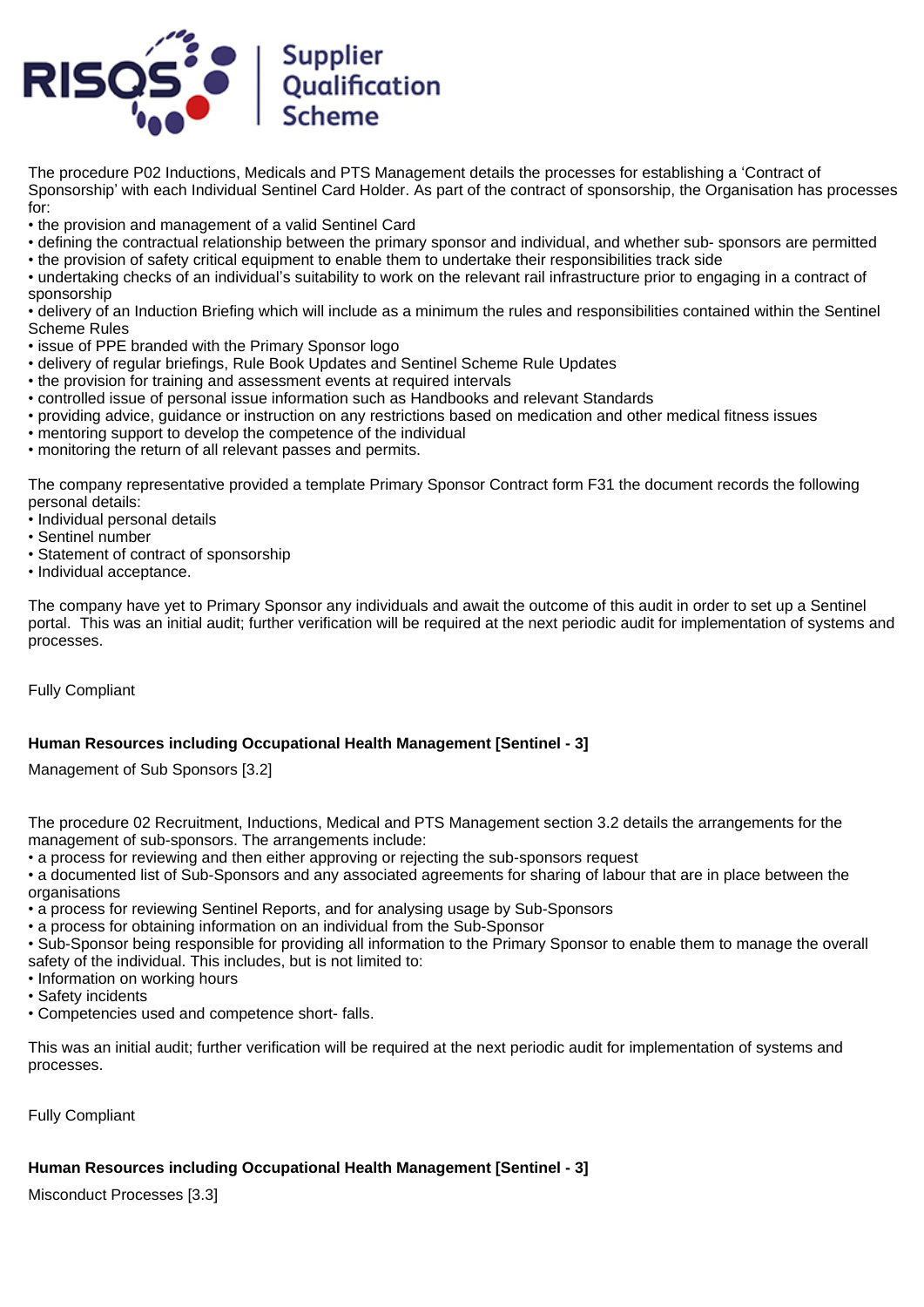The procedure P02 Inductions, Medicals and PTS Management details the processes for establishing a 'Contract of Sponsorship' with each Individual Sentinel Card Holder. As part of the contract of sponsorship, the Organisation has processes for:

- the provision and management of a valid Sentinel Card
- defining the contractual relationship between the primary sponsor and individual, and whether sub- sponsors are permitted
- the provision of safety critical equipment to enable them to undertake their responsibilities track side
- undertaking checks of an individual's suitability to work on the relevant rail infrastructure prior to engaging in a contract of sponsorship
- delivery of an Induction Briefing which will include as a minimum the rules and responsibilities contained within the Sentinel Scheme Rules
- issue of PPE branded with the Primary Sponsor logo
- delivery of regular briefings, Rule Book Updates and Sentinel Scheme Rule Updates
- the provision for training and assessment events at required intervals
- controlled issue of personal issue information such as Handbooks and relevant Standards
- providing advice, guidance or instruction on any restrictions based on medication and other medical fitness issues
- mentoring support to develop the competence of the individual
- monitoring the return of all relevant passes and permits.

The company representative provided a template Primary Sponsor Contract form F31 the document records the following personal details:

- Individual personal details
- Sentinel number
- Statement of contract of sponsorship
- Individual acceptance.

The company have yet to Primary Sponsor any individuals and await the outcome of this audit in order to set up a Sentinel portal. This was an initial audit; further verification will be required at the next periodic audit for implementation of systems and processes.

Fully Compliant

**Human Resources including Occupational Health Management [Sentinel - 3]**

Management of Sub Sponsors [3.2]

The procedure 02 Recruitment, Inductions, Medical and PTS Management section 3.2 details the arrangements for the management of sub-sponsors. The arrangements include:

- a process for reviewing and then either approving or rejecting the sub-sponsors request
- a documented list of Sub-Sponsors and any associated agreements for sharing of labour that are in place between the organisations
- a process for reviewing Sentinel Reports, and for analysing usage by Sub-Sponsors
- a process for obtaining information on an individual from the Sub-Sponsor
- Sub-Sponsor being responsible for providing all information to the Primary Sponsor to enable them to manage the overall safety of the individual. This includes, but is not limited to:
- Information on working hours
- Safety incidents
- Competencies used and competence short- falls.

This was an initial audit; further verification will be required at the next periodic audit for implementation of systems and processes.

Fully Compliant

**Human Resources including Occupational Health Management [Sentinel - 3]**

Misconduct Processes [3.3]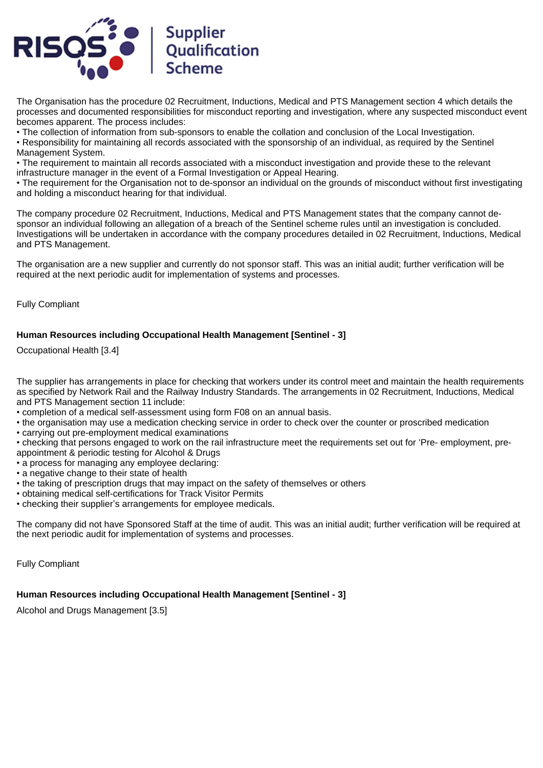The Organisation has the procedure 02 Recruitment, Inductions, Medical and PTS Management section 4 which details the processes and documented responsibilities for misconduct reporting and investigation, where any suspected misconduct event becomes apparent. The process includes:

- The collection of information from sub-sponsors to enable the collation and conclusion of the Local Investigation.
- Responsibility for maintaining all records associated with the sponsorship of an individual, as required by the Sentinel Management System.
- The requirement to maintain all records associated with a misconduct investigation and provide these to the relevant infrastructure manager in the event of a Formal Investigation or Appeal Hearing.
- The requirement for the Organisation not to de-sponsor an individual on the grounds of misconduct without first investigating and holding a misconduct hearing for that individual.

The company procedure 02 Recruitment, Inductions, Medical and PTS Management states that the company cannot de-sponsor an individual following an allegation of a breach of the Sentinel scheme rules until an investigation is concluded. Investigations will be undertaken in accordance with the company procedures detailed in 02 Recruitment, Inductions, Medical and PTS Management.

The organisation are a new supplier and currently do not sponsor staff. This was an initial audit; further verification will be required at the next periodic audit for implementation of systems and processes.

Fully Compliant

**Human Resources including Occupational Health Management [Sentinel - 3]**

Occupational Health [3.4]

The supplier has arrangements in place for checking that workers under its control meet and maintain the health requirements as specified by Network Rail and the Railway Industry Standards. The arrangements in 02 Recruitment, Inductions, Medical and PTS Management section 11 include:

- completion of a medical self-assessment using form F08 on an annual basis.
- the organisation may use a medication checking service in order to check over the counter or proscribed medication
- carrying out pre-employment medical examinations
- checking that persons engaged to work on the rail infrastructure meet the requirements set out for 'Pre- employment, pre-appointment & periodic testing for Alcohol & Drugs
- a process for managing any employee declaring:
- a negative change to their state of health
- the taking of prescription drugs that may impact on the safety of themselves or others
- obtaining medical self-certifications for Track Visitor Permits
- checking their supplier's arrangements for employee medicals.

The company did not have Sponsored Staff at the time of audit. This was an initial audit; further verification will be required at the next periodic audit for implementation of systems and processes.

Fully Compliant

**Human Resources including Occupational Health Management [Sentinel - 3]**

Alcohol and Drugs Management [3.5]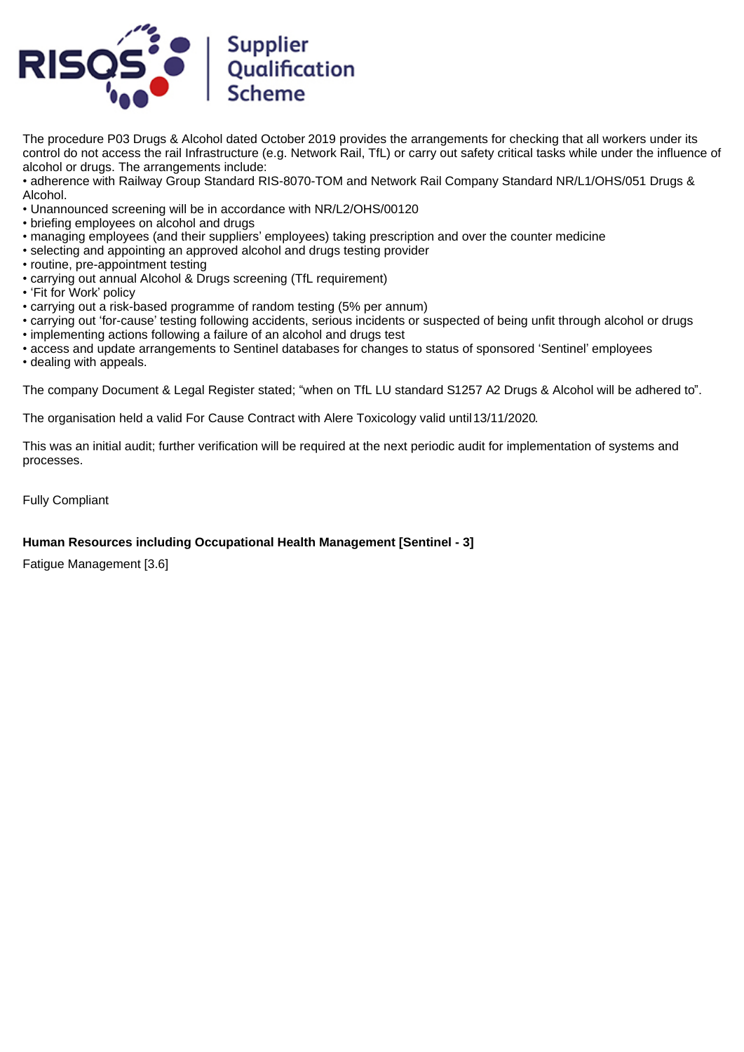The procedure P03 Drugs & Alcohol dated October 2019 provides the arrangements for checking that all workers under its control do not access the rail Infrastructure (e.g. Network Rail, TfL) or carry out safety critical tasks while under the influence of alcohol or drugs. The arrangements include:

- adherence with Railway Group Standard RIS-8070-TOM and Network Rail Company Standard NR/L1/OHS/051 Drugs & Alcohol.
- Unannounced screening will be in accordance with NR/L2/OHS/00120
- briefing employees on alcohol and drugs
- managing employees (and their suppliers' employees) taking prescription and over the counter medicine
- selecting and appointing an approved alcohol and drugs testing provider
- routine, pre-appointment testing
- carrying out annual Alcohol & Drugs screening (TfL requirement)
- 'Fit for Work' policy
- carrying out a risk-based programme of random testing (5% per annum)
- carrying out 'for-cause' testing following accidents, serious incidents or suspected of being unfit through alcohol or drugs
- implementing actions following a failure of an alcohol and drugs test
- access and update arrangements to Sentinel databases for changes to status of sponsored 'Sentinel' employees
- dealing with appeals.

The company Document & Legal Register stated; "when on TfL LU standard S1257 A2 Drugs & Alcohol will be adhered to".

The organisation held a valid For Cause Contract with Alere Toxicology valid until 13/11/2020.

This was an initial audit; further verification will be required at the next periodic audit for implementation of systems and processes.

Fully Compliant

**Human Resources including Occupational Health Management [Sentinel - 3]**

Fatigue Management [3.6]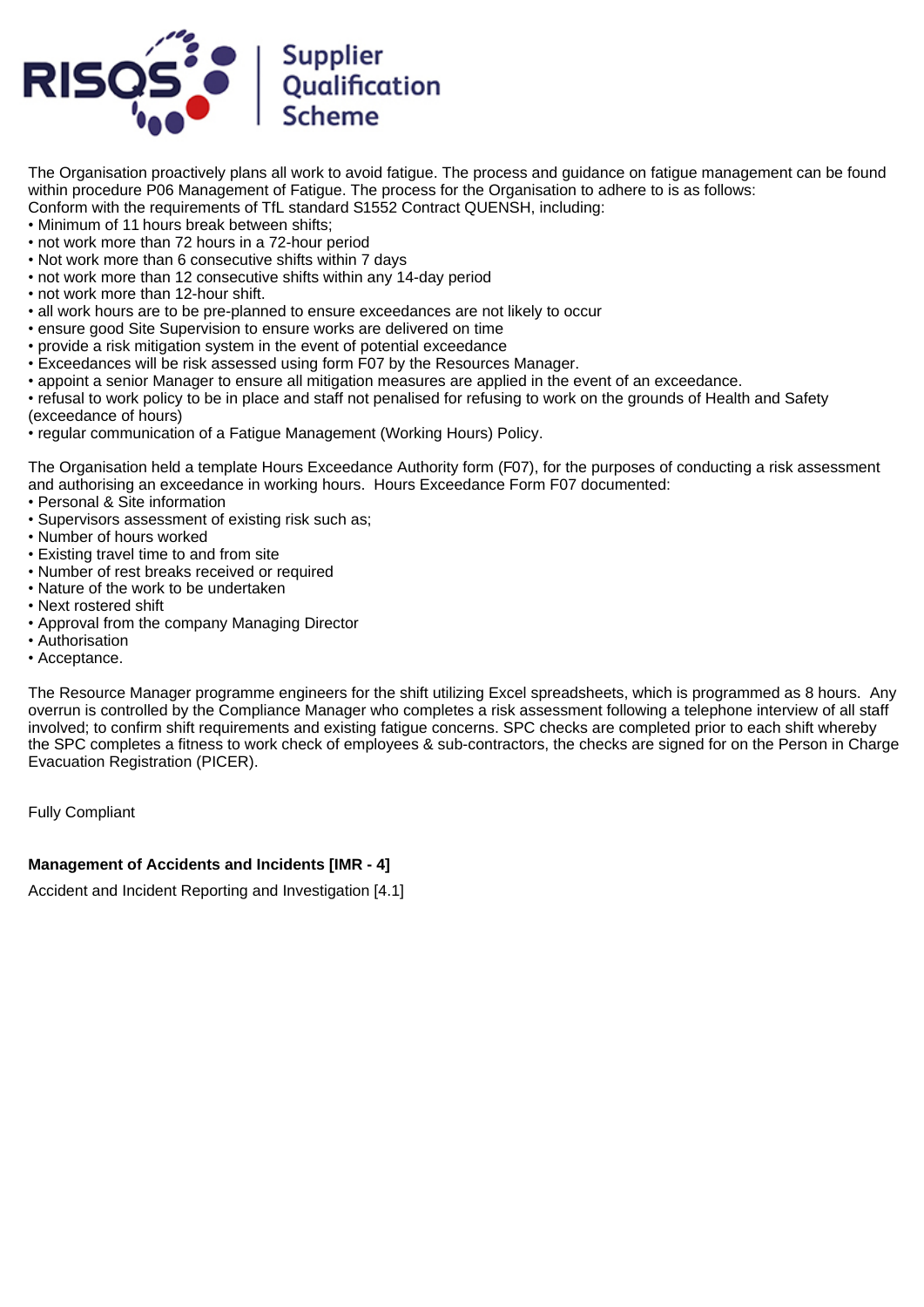The Organisation proactively plans all work to avoid fatigue. The process and guidance on fatigue management can be found within procedure P06 Management of Fatigue. The process for the Organisation to adhere to is as follows:
Conform with the requirements of TfL standard S1552 Contract QUENSH, including:
• Minimum of 11 hours break between shifts;
• not work more than 72 hours in a 72-hour period
• Not work more than 6 consecutive shifts within 7 days
• not work more than 12 consecutive shifts within any 14-day period
• not work more than 12-hour shift.
• all work hours are to be pre-planned to ensure exceedances are not likely to occur
• ensure good Site Supervision to ensure works are delivered on time
• provide a risk mitigation system in the event of potential exceedance
• Exceedances will be risk assessed using form F07 by the Resources Manager.
• appoint a senior Manager to ensure all mitigation measures are applied in the event of an exceedance.
• refusal to work policy to be in place and staff not penalised for refusing to work on the grounds of Health and Safety (exceedance of hours)
• regular communication of a Fatigue Management (Working Hours) Policy.

The Organisation held a template Hours Exceedance Authority form (F07), for the purposes of conducting a risk assessment and authorising an exceedance in working hours. Hours Exceedance Form F07 documented:
• Personal & Site information
• Supervisors assessment of existing risk such as;
• Number of hours worked
• Existing travel time to and from site
• Number of rest breaks received or required
• Nature of the work to be undertaken
• Next rostered shift
• Approval from the company Managing Director
• Authorisation
• Acceptance.

The Resource Manager programme engineers for the shift utilizing Excel spreadsheets, which is programmed as 8 hours. Any overrun is controlled by the Compliance Manager who completes a risk assessment following a telephone interview of all staff involved; to confirm shift requirements and existing fatigue concerns. SPC checks are completed prior to each shift whereby the SPC completes a fitness to work check of employees & sub-contractors, the checks are signed for on the Person in Charge Evacuation Registration (PICER).

Fully Compliant

**Management of Accidents and Incidents [IMR - 4]**

Accident and Incident Reporting and Investigation [4.1]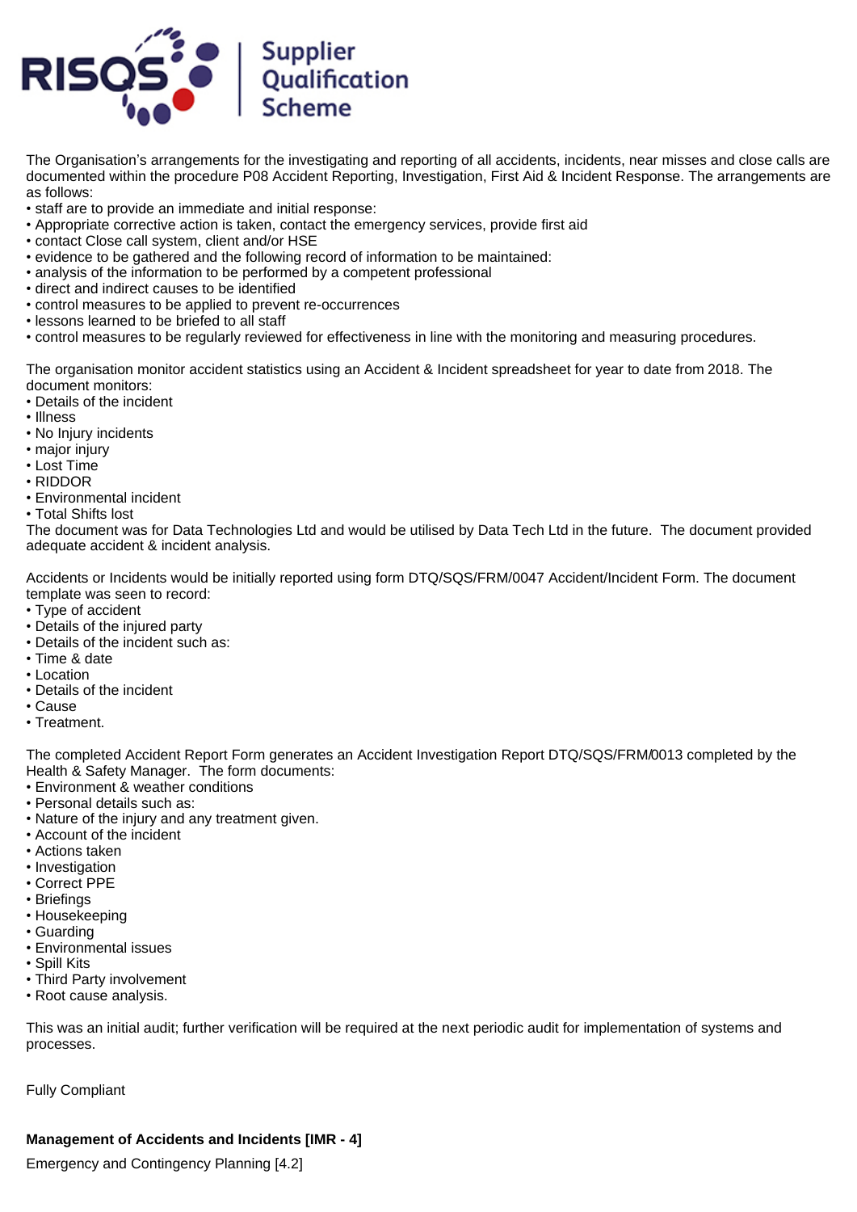The Organisation's arrangements for the investigating and reporting of all accidents, incidents, near misses and close calls are documented within the procedure P08 Accident Reporting, Investigation, First Aid & Incident Response. The arrangements are as follows:

- staff are to provide an immediate and initial response:
- Appropriate corrective action is taken, contact the emergency services, provide first aid
- contact Close call system, client and/or HSE
- evidence to be gathered and the following record of information to be maintained:
- analysis of the information to be performed by a competent professional
- direct and indirect causes to be identified
- control measures to be applied to prevent re-occurrences
- lessons learned to be briefed to all staff
- control measures to be regularly reviewed for effectiveness in line with the monitoring and measuring procedures.

The organisation monitor accident statistics using an Accident & Incident spreadsheet for year to date from 2018. The document monitors:

- Details of the incident
- Illness
- No Injury incidents
- major injury
- Lost Time
- RIDDOR
- Environmental incident
- Total Shifts lost

The document was for Data Technologies Ltd and would be utilised by Data Tech Ltd in the future. The document provided adequate accident & incident analysis.

Accidents or Incidents would be initially reported using form DTQ/SQS/FRM/0047 Accident/Incident Form. The document template was seen to record:

- Type of accident
- Details of the injured party
- Details of the incident such as:
- Time & date
- Location
- Details of the incident
- Cause
- Treatment.

The completed Accident Report Form generates an Accident Investigation Report DTQ/SQS/FRM/0013 completed by the Health & Safety Manager. The form documents:

- Environment & weather conditions
- Personal details such as:
- Nature of the injury and any treatment given.
- Account of the incident
- Actions taken
- Investigation
- Correct PPE
- Briefings
- Housekeeping
- Guarding
- Environmental issues
- Spill Kits
- Third Party involvement
- Root cause analysis.

This was an initial audit; further verification will be required at the next periodic audit for implementation of systems and processes.

Fully Compliant

**Management of Accidents and Incidents [IMR - 4]**

Emergency and Contingency Planning [4.2]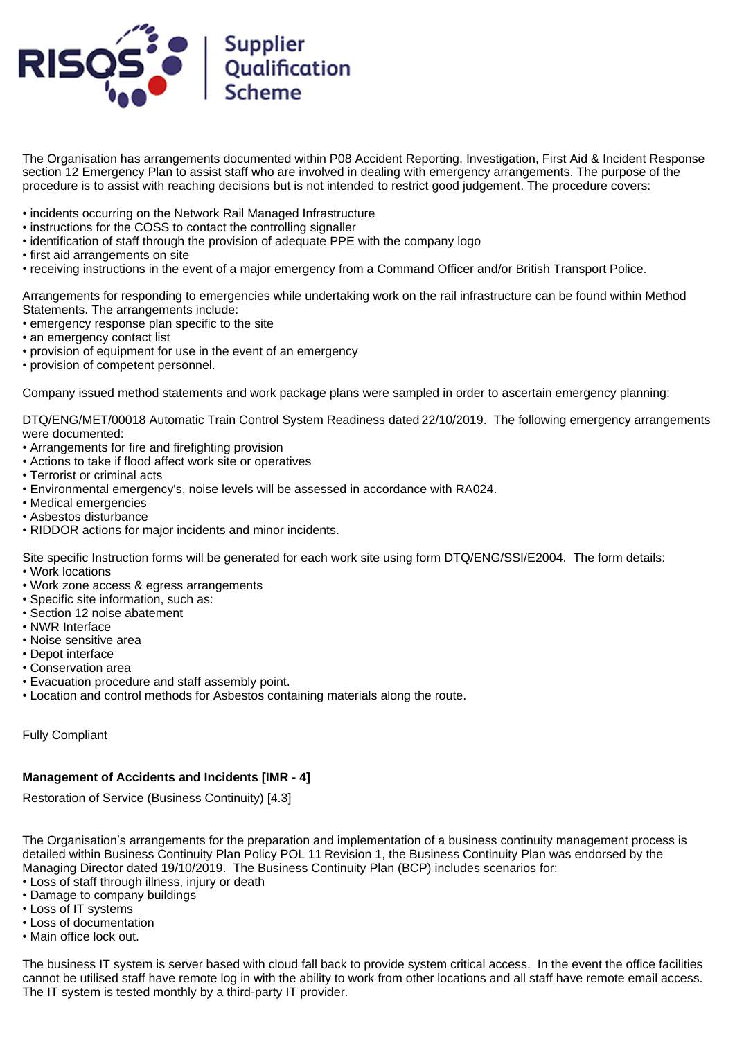The Organisation has arrangements documented within P08 Accident Reporting, Investigation, First Aid & Incident Response section 12 Emergency Plan to assist staff who are involved in dealing with emergency arrangements. The purpose of the procedure is to assist with reaching decisions but is not intended to restrict good judgement. The procedure covers:

• incidents occurring on the Network Rail Managed Infrastructure
• instructions for the COSS to contact the controlling signaller
• identification of staff through the provision of adequate PPE with the company logo
• first aid arrangements on site
• receiving instructions in the event of a major emergency from a Command Officer and/or British Transport Police.

Arrangements for responding to emergencies while undertaking work on the rail infrastructure can be found within Method Statements. The arrangements include:
• emergency response plan specific to the site
• an emergency contact list
• provision of equipment for use in the event of an emergency
• provision of competent personnel.

Company issued method statements and work package plans were sampled in order to ascertain emergency planning:

DTQ/ENG/MET/00018 Automatic Train Control System Readiness dated 22/10/2019. The following emergency arrangements were documented:
• Arrangements for fire and firefighting provision
• Actions to take if flood affect work site or operatives
• Terrorist or criminal acts
• Environmental emergency's, noise levels will be assessed in accordance with RA024.
• Medical emergencies
• Asbestos disturbance
• RIDDOR actions for major incidents and minor incidents.

Site specific Instruction forms will be generated for each work site using form DTQ/ENG/SSI/E2004. The form details:
• Work locations
• Work zone access & egress arrangements
• Specific site information, such as:
• Section 12 noise abatement
• NWR Interface
• Noise sensitive area
• Depot interface
• Conservation area
• Evacuation procedure and staff assembly point.
• Location and control methods for Asbestos containing materials along the route.

Fully Compliant

**Management of Accidents and Incidents [IMR - 4]**

Restoration of Service (Business Continuity) [4.3]

The Organisation's arrangements for the preparation and implementation of a business continuity management process is detailed within Business Continuity Plan Policy POL 11 Revision 1, the Business Continuity Plan was endorsed by the Managing Director dated 19/10/2019. The Business Continuity Plan (BCP) includes scenarios for:
• Loss of staff through illness, injury or death
• Damage to company buildings
• Loss of IT systems
• Loss of documentation
• Main office lock out.

The business IT system is server based with cloud fall back to provide system critical access. In the event the office facilities cannot be utilised staff have remote log in with the ability to work from other locations and all staff have remote email access. The IT system is tested monthly by a third-party IT provider.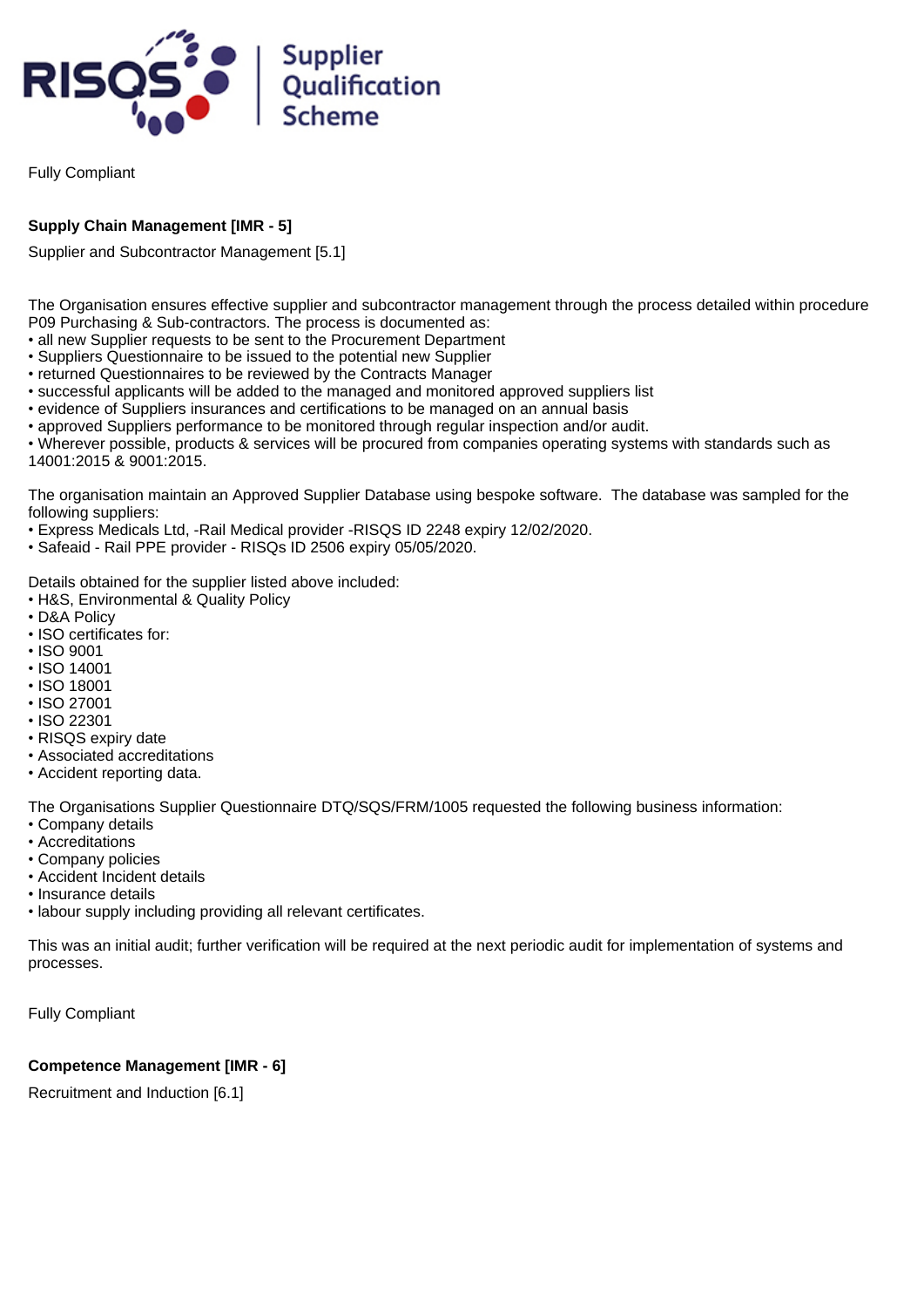Fully Compliant

**Supply Chain Management [IMR - 5]**

Supplier and Subcontractor Management [5.1]

The Organisation ensures effective supplier and subcontractor management through the process detailed within procedure P09 Purchasing & Sub-contractors. The process is documented as:
• all new Supplier requests to be sent to the Procurement Department
• Suppliers Questionnaire to be issued to the potential new Supplier
• returned Questionnaires to be reviewed by the Contracts Manager
• successful applicants will be added to the managed and monitored approved suppliers list
• evidence of Suppliers insurances and certifications to be managed on an annual basis
• approved Suppliers performance to be monitored through regular inspection and/or audit.
• Wherever possible, products & services will be procured from companies operating systems with standards such as 14001:2015 & 9001:2015.

The organisation maintain an Approved Supplier Database using bespoke software. The database was sampled for the following suppliers:
• Express Medicals Ltd, -Rail Medical provider -RISQS ID 2248 expiry 12/02/2020.
• Safeaid - Rail PPE provider - RISQs ID 2506 expiry 05/05/2020.

Details obtained for the supplier listed above included:
• H&S, Environmental & Quality Policy
• D&A Policy
• ISO certificates for:
• ISO 9001
• ISO 14001
• ISO 18001
• ISO 27001
• ISO 22301
• RISQS expiry date
• Associated accreditations
• Accident reporting data.

The Organisations Supplier Questionnaire DTQ/SQS/FRM/1005 requested the following business information:
• Company details
• Accreditations
• Company policies
• Accident Incident details
• Insurance details
• labour supply including providing all relevant certificates.

This was an initial audit; further verification will be required at the next periodic audit for implementation of systems and processes.

Fully Compliant

**Competence Management [IMR - 6]**

Recruitment and Induction [6.1]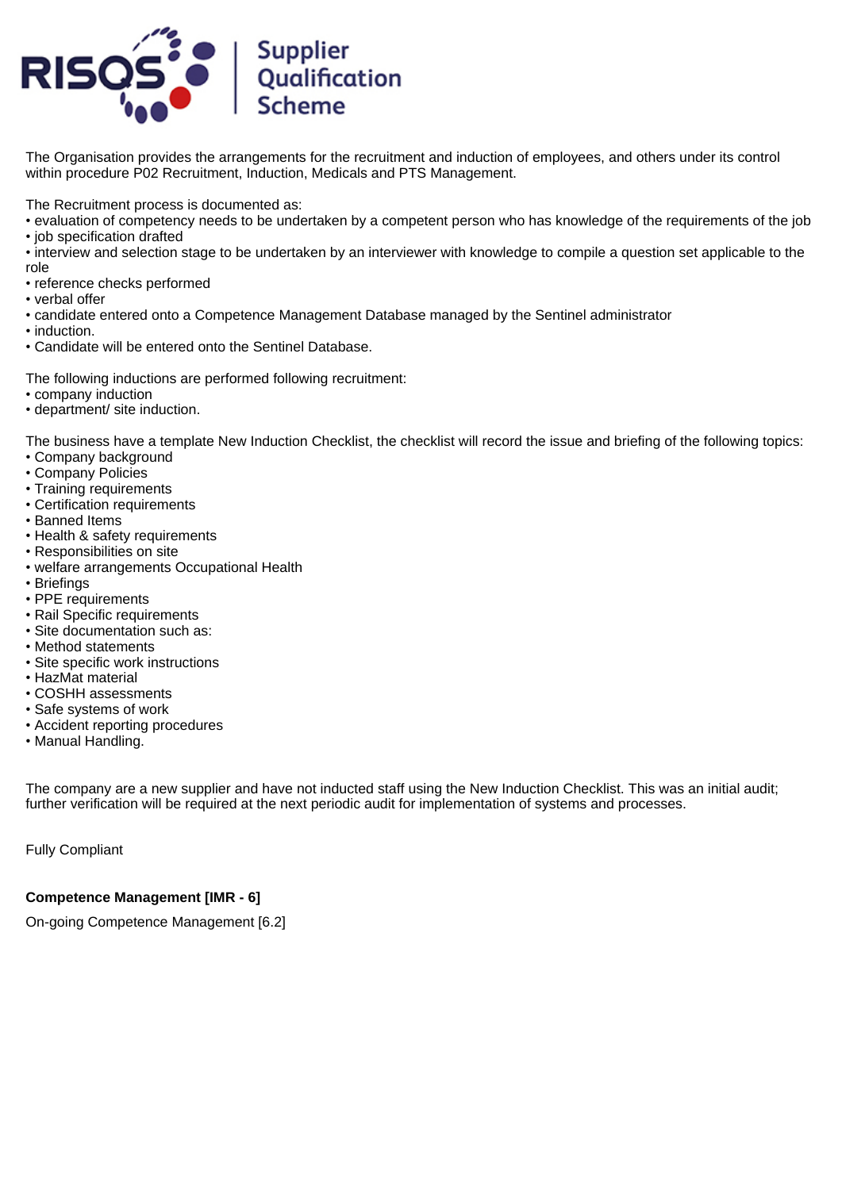The Organisation provides the arrangements for the recruitment and induction of employees, and others under its control within procedure P02 Recruitment, Induction, Medicals and PTS Management.

The Recruitment process is documented as:
- evaluation of competency needs to be undertaken by a competent person who has knowledge of the requirements of the job
- job specification drafted
- interview and selection stage to be undertaken by an interviewer with knowledge to compile a question set applicable to the role
- reference checks performed
- verbal offer
- candidate entered onto a Competence Management Database managed by the Sentinel administrator
- induction.
- Candidate will be entered onto the Sentinel Database.

The following inductions are performed following recruitment:
- company induction
- department/ site induction.

The business have a template New Induction Checklist, the checklist will record the issue and briefing of the following topics:
- Company background
- Company Policies
- Training requirements
- Certification requirements
- Banned Items
- Health & safety requirements
- Responsibilities on site
- welfare arrangements Occupational Health
- Briefings
- PPE requirements
- Rail Specific requirements
- Site documentation such as:
- Method statements
- Site specific work instructions
- HazMat material
- COSHH assessments
- Safe systems of work
- Accident reporting procedures
- Manual Handling.

The company are a new supplier and have not inducted staff using the New Induction Checklist. This was an initial audit; further verification will be required at the next periodic audit for implementation of systems and processes.

Fully Compliant

**Competence Management [IMR - 6]**

On-going Competence Management [6.2]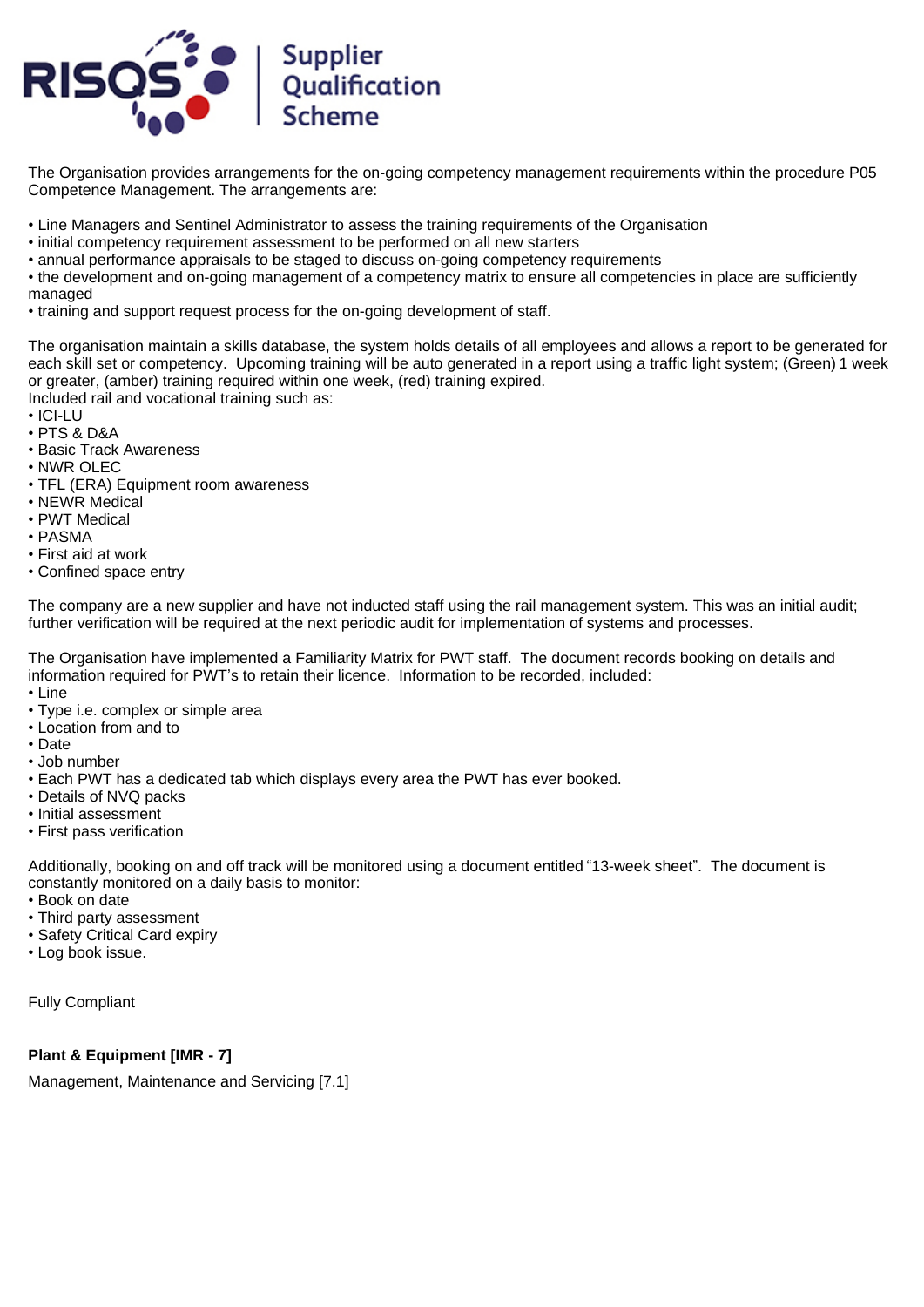The Organisation provides arrangements for the on-going competency management requirements within the procedure P05 Competence Management. The arrangements are:

- Line Managers and Sentinel Administrator to assess the training requirements of the Organisation
- initial competency requirement assessment to be performed on all new starters
- annual performance appraisals to be staged to discuss on-going competency requirements
- the development and on-going management of a competency matrix to ensure all competencies in place are sufficiently managed
- training and support request process for the on-going development of staff.

The organisation maintain a skills database, the system holds details of all employees and allows a report to be generated for each skill set or competency. Upcoming training will be auto generated in a report using a traffic light system; (Green) 1 week or greater, (amber) training required within one week, (red) training expired.
Included rail and vocational training such as:

- ICI-LU
- PTS & D&A
- Basic Track Awareness
- NWR OLEC
- TFL (ERA) Equipment room awareness
- NEWR Medical
- PWT Medical
- PASMA
- First aid at work
- Confined space entry

The company are a new supplier and have not inducted staff using the rail management system. This was an initial audit; further verification will be required at the next periodic audit for implementation of systems and processes.

The Organisation have implemented a Familiarity Matrix for PWT staff. The document records booking on details and information required for PWT's to retain their licence. Information to be recorded, included:

- Line
- Type i.e. complex or simple area
- Location from and to
- Date
- Job number
- Each PWT has a dedicated tab which displays every area the PWT has ever booked.
- Details of NVQ packs
- Initial assessment
- First pass verification

Additionally, booking on and off track will be monitored using a document entitled "13-week sheet". The document is constantly monitored on a daily basis to monitor:

- Book on date
- Third party assessment
- Safety Critical Card expiry
- Log book issue.

Fully Compliant

**Plant & Equipment [IMR - 7]**

Management, Maintenance and Servicing [7.1]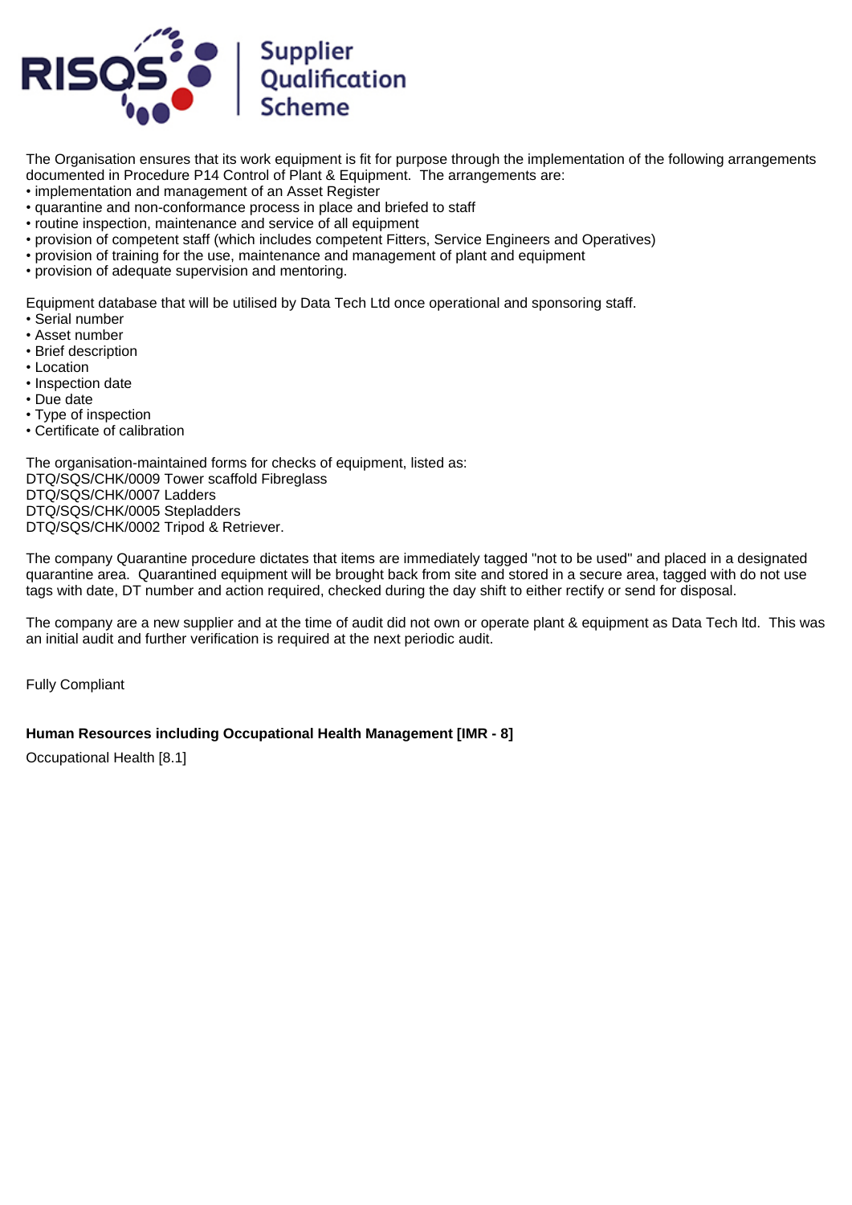The Organisation ensures that its work equipment is fit for purpose through the implementation of the following arrangements documented in Procedure P14 Control of Plant & Equipment. The arrangements are:
• implementation and management of an Asset Register
• quarantine and non-conformance process in place and briefed to staff
• routine inspection, maintenance and service of all equipment
• provision of competent staff (which includes competent Fitters, Service Engineers and Operatives)
• provision of training for the use, maintenance and management of plant and equipment
• provision of adequate supervision and mentoring.

Equipment database that will be utilised by Data Tech Ltd once operational and sponsoring staff.
• Serial number
• Asset number
• Brief description
• Location
• Inspection date
• Due date
• Type of inspection
• Certificate of calibration

The organisation-maintained forms for checks of equipment, listed as:
DTQ/SQS/CHK/0009 Tower scaffold Fibreglass
DTQ/SQS/CHK/0007 Ladders
DTQ/SQS/CHK/0005 Stepladders
DTQ/SQS/CHK/0002 Tripod & Retriever.

The company Quarantine procedure dictates that items are immediately tagged "not to be used" and placed in a designated quarantine area. Quarantined equipment will be brought back from site and stored in a secure area, tagged with do not use tags with date, DT number and action required, checked during the day shift to either rectify or send for disposal.

The company are a new supplier and at the time of audit did not own or operate plant & equipment as Data Tech ltd. This was an initial audit and further verification is required at the next periodic audit.

Fully Compliant

**Human Resources including Occupational Health Management [IMR - 8]**

Occupational Health [8.1]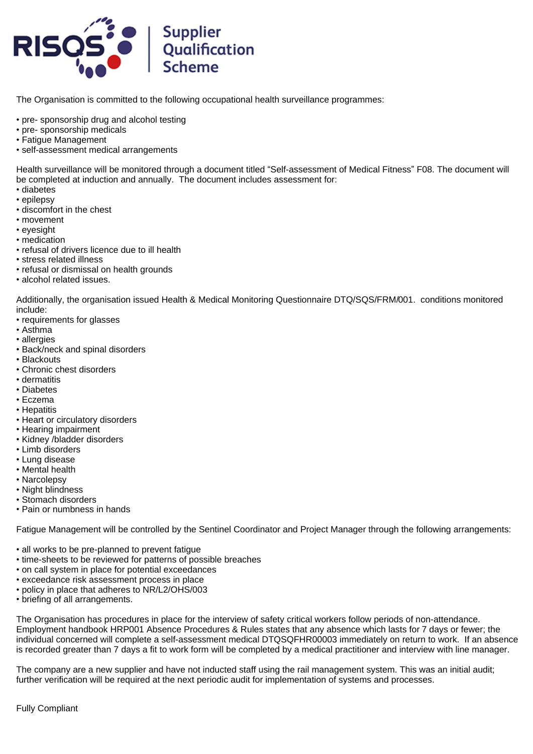The Organisation is committed to the following occupational health surveillance programmes:

- pre- sponsorship drug and alcohol testing
- pre- sponsorship medicals
- Fatigue Management
- self-assessment medical arrangements

Health surveillance will be monitored through a document titled "Self-assessment of Medical Fitness" F08. The document will be completed at induction and annually. The document includes assessment for:

- diabetes
- epilepsy
- discomfort in the chest
- movement
- eyesight
- medication
- refusal of drivers licence due to ill health
- stress related illness
- refusal or dismissal on health grounds
- alcohol related issues.

Additionally, the organisation issued Health & Medical Monitoring Questionnaire DTQ/SQS/FRM/001. conditions monitored include:

- requirements for glasses
- Asthma
- allergies
- Back/neck and spinal disorders
- Blackouts
- Chronic chest disorders
- dermatitis
- Diabetes
- Eczema
- Hepatitis
- Heart or circulatory disorders
- Hearing impairment
- Kidney /bladder disorders
- Limb disorders
- Lung disease
- Mental health
- Narcolepsy
- Night blindness
- Stomach disorders
- Pain or numbness in hands

Fatigue Management will be controlled by the Sentinel Coordinator and Project Manager through the following arrangements:

- all works to be pre-planned to prevent fatigue
- time-sheets to be reviewed for patterns of possible breaches
- on call system in place for potential exceedances
- exceedance risk assessment process in place
- policy in place that adheres to NR/L2/OHS/003
- briefing of all arrangements.

The Organisation has procedures in place for the interview of safety critical workers follow periods of non-attendance. Employment handbook HRP001 Absence Procedures & Rules states that any absence which lasts for 7 days or fewer; the individual concerned will complete a self-assessment medical DTQSQFHR00003 immediately on return to work. If an absence is recorded greater than 7 days a fit to work form will be completed by a medical practitioner and interview with line manager.

The company are a new supplier and have not inducted staff using the rail management system. This was an initial audit; further verification will be required at the next periodic audit for implementation of systems and processes.

Fully Compliant